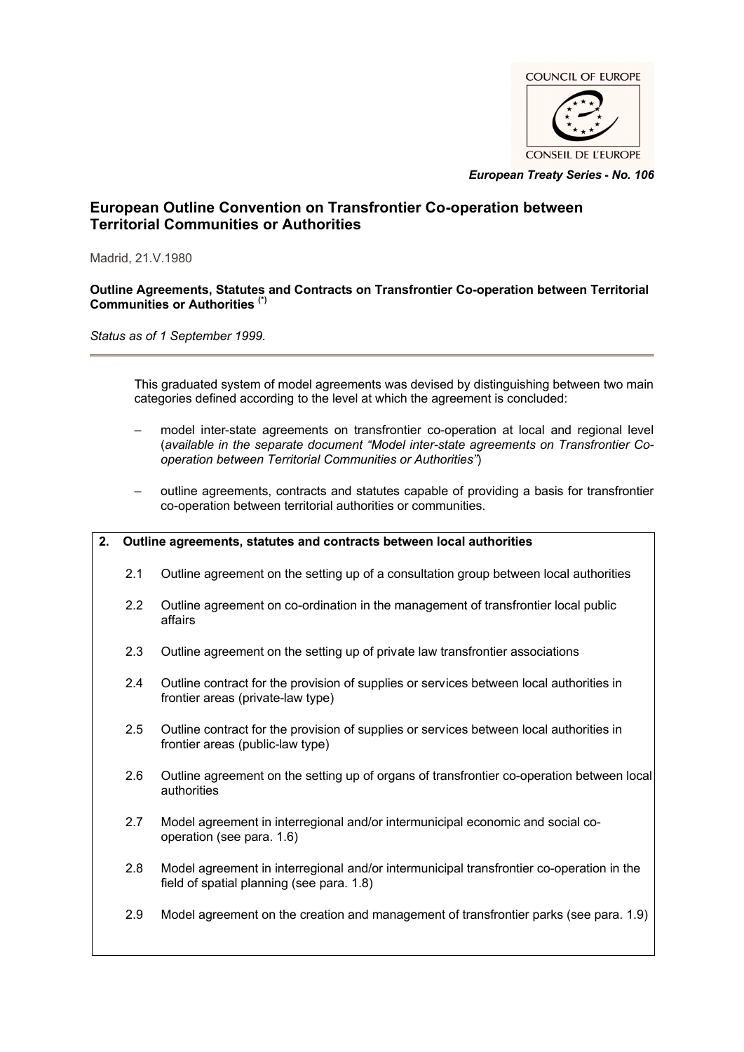COUNCIL OF EUROPE

CONSEIL DE L'EUROPE

*European Treaty Series - No. 106*

## European Outline Convention on Transfrontier Co-operation between Territorial Communities or Authorities

Madrid, 21.V.1980

**Outline Agreements, Statutes and Contracts on Transfrontier Co-operation between Territorial Communities or Authorities** (*)

*Status as of 1 September 1999.*

---

This graduated system of model agreements was devised by distinguishing between two main categories defined according to the level at which the agreement is concluded:

– model inter-state agreements on transfrontier co-operation at local and regional level (*available in the separate document "Model inter-state agreements on Transfrontier Co-operation between Territorial Communities or Authorities"*)

– outline agreements, contracts and statutes capable of providing a basis for transfrontier co-operation between territorial authorities or communities.

**2. Outline agreements, statutes and contracts between local authorities**

2.1 Outline agreement on the setting up of a consultation group between local authorities

2.2 Outline agreement on co-ordination in the management of transfrontier local public affairs

2.3 Outline agreement on the setting up of private law transfrontier associations

2.4 Outline contract for the provision of supplies or services between local authorities in frontier areas (private-law type)

2.5 Outline contract for the provision of supplies or services between local authorities in frontier areas (public-law type)

2.6 Outline agreement on the setting up of organs of transfrontier co-operation between local authorities

2.7 Model agreement in interregional and/or intermunicipal economic and social co-operation (see para. 1.6)

2.8 Model agreement in interregional and/or intermunicipal transfrontier co-operation in the field of spatial planning (see para. 1.8)

2.9 Model agreement on the creation and management of transfrontier parks (see para. 1.9)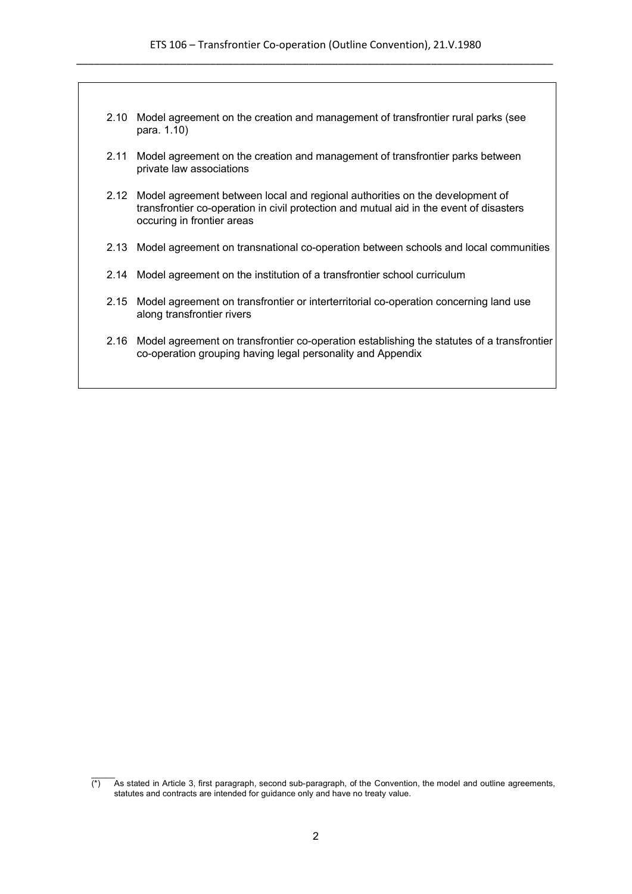2.10 Model agreement on the creation and management of transfrontier rural parks (see para. 1.10)

2.11 Model agreement on the creation and management of transfrontier parks between private law associations

2.12 Model agreement between local and regional authorities on the development of transfrontier co-operation in civil protection and mutual aid in the event of disasters occuring in frontier areas

2.13 Model agreement on transnational co-operation between schools and local communities

2.14 Model agreement on the institution of a transfrontier school curriculum

2.15 Model agreement on transfrontier or interterritorial co-operation concerning land use along transfrontier rivers

2.16 Model agreement on transfrontier co-operation establishing the statutes of a transfrontier co-operation grouping having legal personality and Appendix

(*) As stated in Article 3, first paragraph, second sub-paragraph, of the Convention, the model and outline agreements, statutes and contracts are intended for guidance only and have no treaty value.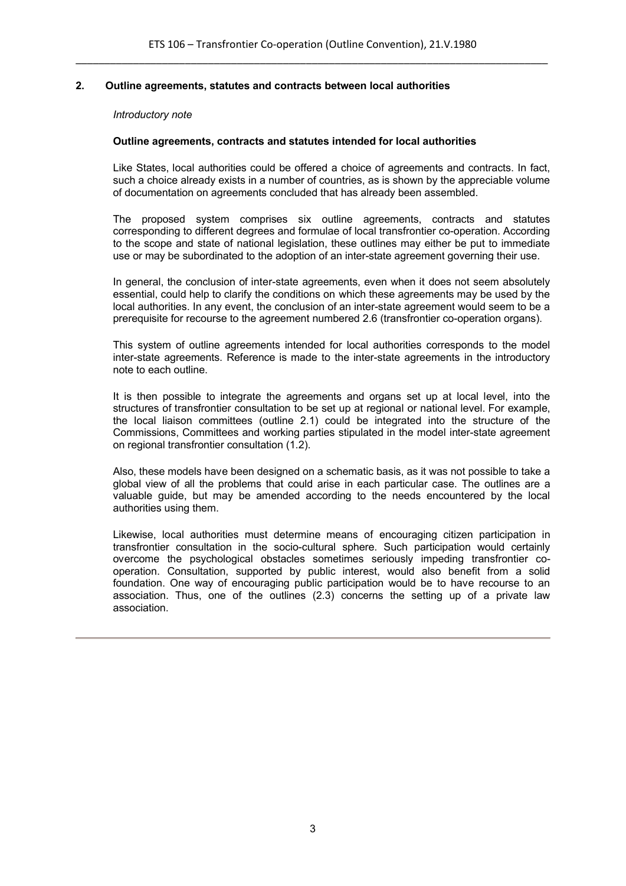## 2. Outline agreements, statutes and contracts between local authorities

*Introductory note*

**Outline agreements, contracts and statutes intended for local authorities**

Like States, local authorities could be offered a choice of agreements and contracts. In fact, such a choice already exists in a number of countries, as is shown by the appreciable volume of documentation on agreements concluded that has already been assembled.

The proposed system comprises six outline agreements, contracts and statutes corresponding to different degrees and formulae of local transfrontier co-operation. According to the scope and state of national legislation, these outlines may either be put to immediate use or may be subordinated to the adoption of an inter-state agreement governing their use.

In general, the conclusion of inter-state agreements, even when it does not seem absolutely essential, could help to clarify the conditions on which these agreements may be used by the local authorities. In any event, the conclusion of an inter-state agreement would seem to be a prerequisite for recourse to the agreement numbered 2.6 (transfrontier co-operation organs).

This system of outline agreements intended for local authorities corresponds to the model inter-state agreements. Reference is made to the inter-state agreements in the introductory note to each outline.

It is then possible to integrate the agreements and organs set up at local level, into the structures of transfrontier consultation to be set up at regional or national level. For example, the local liaison committees (outline 2.1) could be integrated into the structure of the Commissions, Committees and working parties stipulated in the model inter-state agreement on regional transfrontier consultation (1.2).

Also, these models have been designed on a schematic basis, as it was not possible to take a global view of all the problems that could arise in each particular case. The outlines are a valuable guide, but may be amended according to the needs encountered by the local authorities using them.

Likewise, local authorities must determine means of encouraging citizen participation in transfrontier consultation in the socio-cultural sphere. Such participation would certainly overcome the psychological obstacles sometimes seriously impeding transfrontier co-operation. Consultation, supported by public interest, would also benefit from a solid foundation. One way of encouraging public participation would be to have recourse to an association. Thus, one of the outlines (2.3) concerns the setting up of a private law association.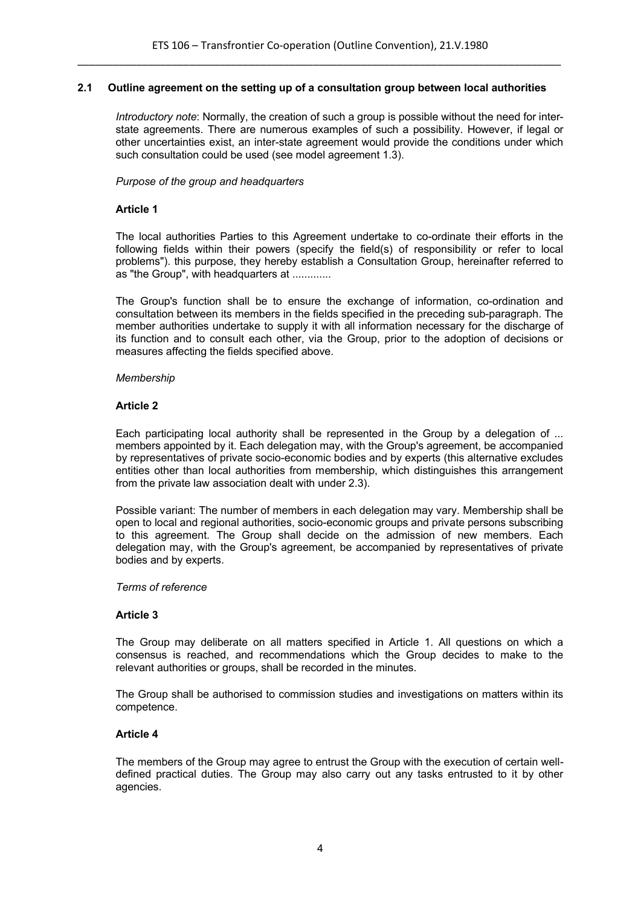### 2.1 Outline agreement on the setting up of a consultation group between local authorities

*Introductory note*: Normally, the creation of such a group is possible without the need for inter-state agreements. There are numerous examples of such a possibility. However, if legal or other uncertainties exist, an inter-state agreement would provide the conditions under which such consultation could be used (see model agreement 1.3).

*Purpose of the group and headquarters*

**Article 1**

The local authorities Parties to this Agreement undertake to co-ordinate their efforts in the following fields within their powers (specify the field(s) of responsibility or refer to local problems"). this purpose, they hereby establish a Consultation Group, hereinafter referred to as "the Group", with headquarters at .............

The Group's function shall be to ensure the exchange of information, co-ordination and consultation between its members in the fields specified in the preceding sub-paragraph. The member authorities undertake to supply it with all information necessary for the discharge of its function and to consult each other, via the Group, prior to the adoption of decisions or measures affecting the fields specified above.

*Membership*

**Article 2**

Each participating local authority shall be represented in the Group by a delegation of ... members appointed by it. Each delegation may, with the Group's agreement, be accompanied by representatives of private socio-economic bodies and by experts (this alternative excludes entities other than local authorities from membership, which distinguishes this arrangement from the private law association dealt with under 2.3).

Possible variant: The number of members in each delegation may vary. Membership shall be open to local and regional authorities, socio-economic groups and private persons subscribing to this agreement. The Group shall decide on the admission of new members. Each delegation may, with the Group's agreement, be accompanied by representatives of private bodies and by experts.

*Terms of reference*

**Article 3**

The Group may deliberate on all matters specified in Article 1. All questions on which a consensus is reached, and recommendations which the Group decides to make to the relevant authorities or groups, shall be recorded in the minutes.

The Group shall be authorised to commission studies and investigations on matters within its competence.

**Article 4**

The members of the Group may agree to entrust the Group with the execution of certain well-defined practical duties. The Group may also carry out any tasks entrusted to it by other agencies.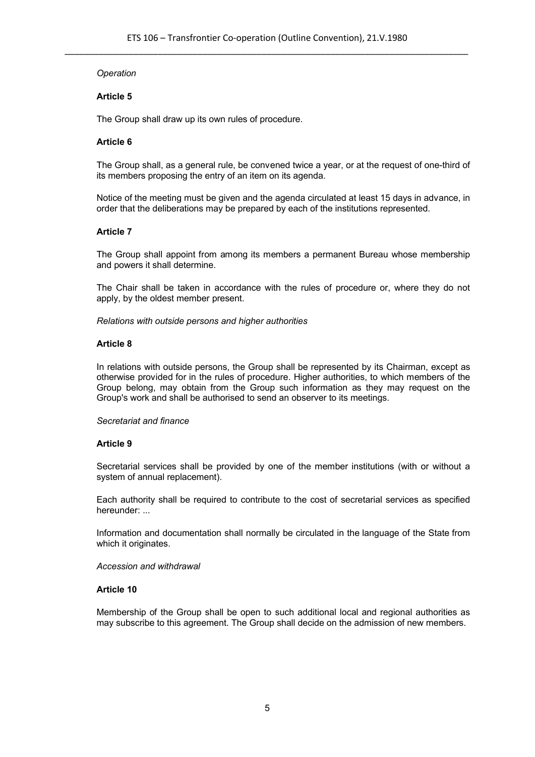*Operation*

**Article 5**

The Group shall draw up its own rules of procedure.

**Article 6**

The Group shall, as a general rule, be convened twice a year, or at the request of one-third of its members proposing the entry of an item on its agenda.

Notice of the meeting must be given and the agenda circulated at least 15 days in advance, in order that the deliberations may be prepared by each of the institutions represented.

**Article 7**

The Group shall appoint from among its members a permanent Bureau whose membership and powers it shall determine.

The Chair shall be taken in accordance with the rules of procedure or, where they do not apply, by the oldest member present.

*Relations with outside persons and higher authorities*

**Article 8**

In relations with outside persons, the Group shall be represented by its Chairman, except as otherwise provided for in the rules of procedure. Higher authorities, to which members of the Group belong, may obtain from the Group such information as they may request on the Group's work and shall be authorised to send an observer to its meetings.

*Secretariat and finance*

**Article 9**

Secretarial services shall be provided by one of the member institutions (with or without a system of annual replacement).

Each authority shall be required to contribute to the cost of secretarial services as specified hereunder: ...

Information and documentation shall normally be circulated in the language of the State from which it originates.

*Accession and withdrawal*

**Article 10**

Membership of the Group shall be open to such additional local and regional authorities as may subscribe to this agreement. The Group shall decide on the admission of new members.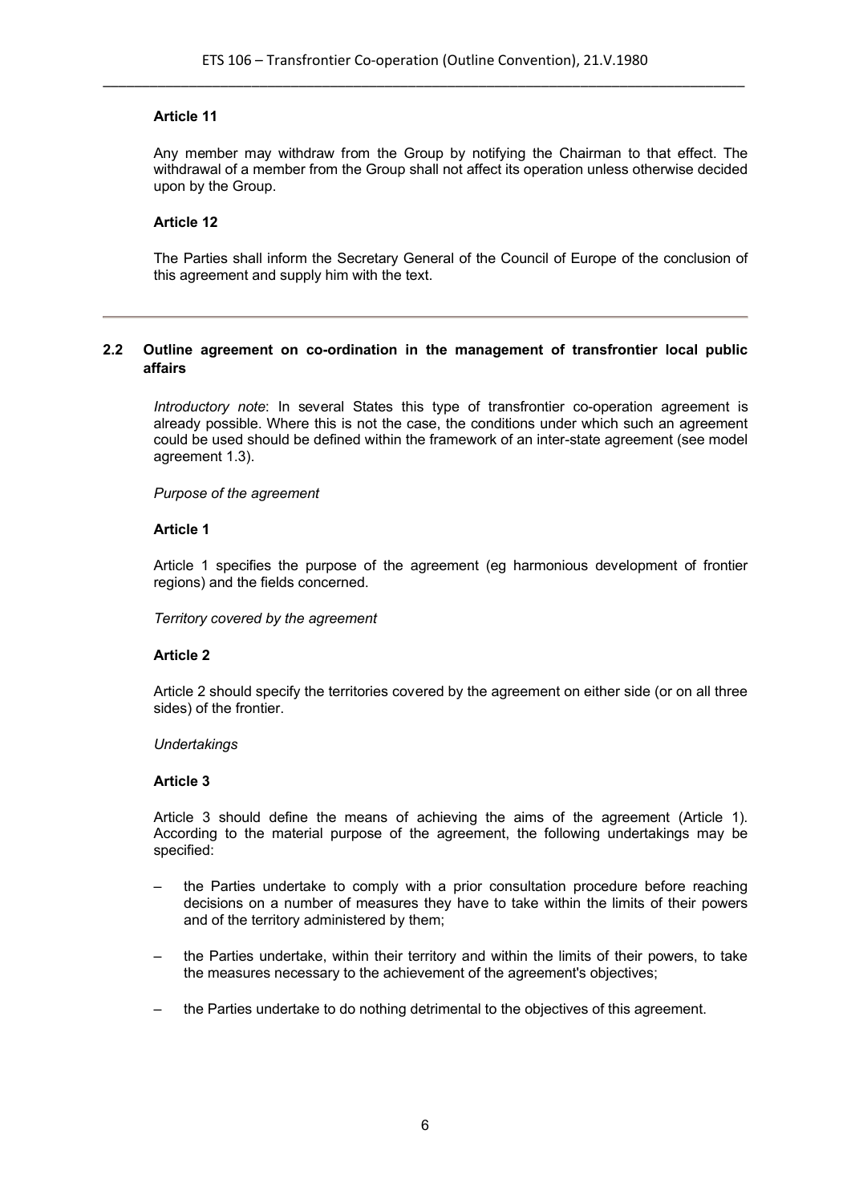**Article 11**

Any member may withdraw from the Group by notifying the Chairman to that effect. The withdrawal of a member from the Group shall not affect its operation unless otherwise decided upon by the Group.

**Article 12**

The Parties shall inform the Secretary General of the Council of Europe of the conclusion of this agreement and supply him with the text.

---

### 2.2 Outline agreement on co-ordination in the management of transfrontier local public affairs

*Introductory note*: In several States this type of transfrontier co-operation agreement is already possible. Where this is not the case, the conditions under which such an agreement could be used should be defined within the framework of an inter-state agreement (see model agreement 1.3).

*Purpose of the agreement*

**Article 1**

Article 1 specifies the purpose of the agreement (eg harmonious development of frontier regions) and the fields concerned.

*Territory covered by the agreement*

**Article 2**

Article 2 should specify the territories covered by the agreement on either side (or on all three sides) of the frontier.

*Undertakings*

**Article 3**

Article 3 should define the means of achieving the aims of the agreement (Article 1). According to the material purpose of the agreement, the following undertakings may be specified:

– the Parties undertake to comply with a prior consultation procedure before reaching decisions on a number of measures they have to take within the limits of their powers and of the territory administered by them;

– the Parties undertake, within their territory and within the limits of their powers, to take the measures necessary to the achievement of the agreement's objectives;

– the Parties undertake to do nothing detrimental to the objectives of this agreement.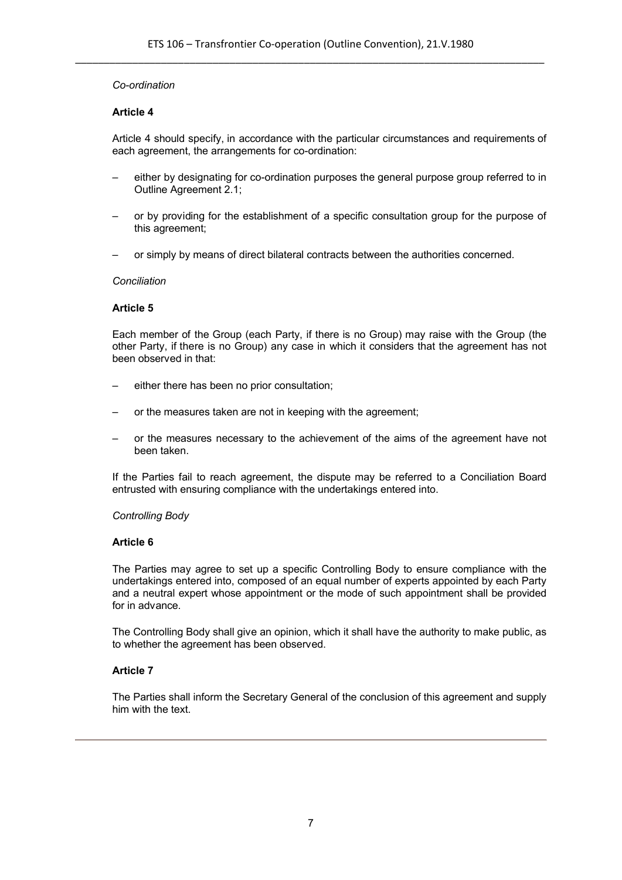*Co-ordination*

**Article 4**

Article 4 should specify, in accordance with the particular circumstances and requirements of each agreement, the arrangements for co-ordination:

– either by designating for co-ordination purposes the general purpose group referred to in Outline Agreement 2.1;

– or by providing for the establishment of a specific consultation group for the purpose of this agreement;

– or simply by means of direct bilateral contracts between the authorities concerned.

*Conciliation*

**Article 5**

Each member of the Group (each Party, if there is no Group) may raise with the Group (the other Party, if there is no Group) any case in which it considers that the agreement has not been observed in that:

– either there has been no prior consultation;

– or the measures taken are not in keeping with the agreement;

– or the measures necessary to the achievement of the aims of the agreement have not been taken.

If the Parties fail to reach agreement, the dispute may be referred to a Conciliation Board entrusted with ensuring compliance with the undertakings entered into.

*Controlling Body*

**Article 6**

The Parties may agree to set up a specific Controlling Body to ensure compliance with the undertakings entered into, composed of an equal number of experts appointed by each Party and a neutral expert whose appointment or the mode of such appointment shall be provided for in advance.

The Controlling Body shall give an opinion, which it shall have the authority to make public, as to whether the agreement has been observed.

**Article 7**

The Parties shall inform the Secretary General of the conclusion of this agreement and supply him with the text.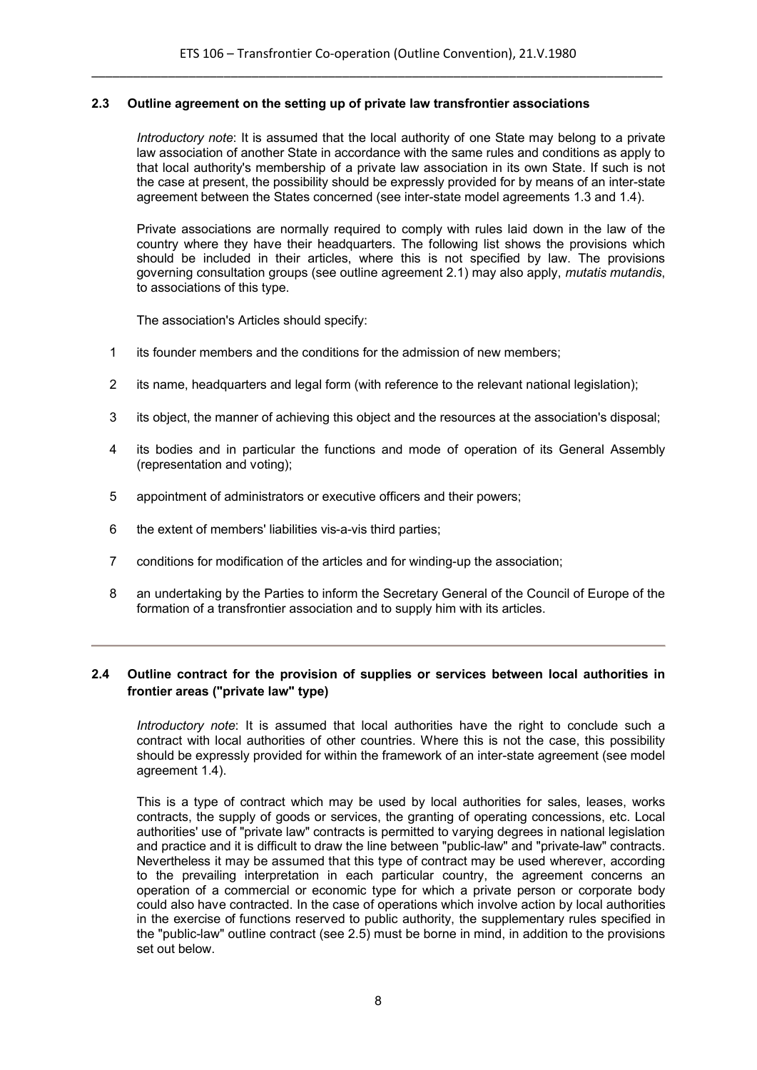### 2.3 Outline agreement on the setting up of private law transfrontier associations

*Introductory note*: It is assumed that the local authority of one State may belong to a private law association of another State in accordance with the same rules and conditions as apply to that local authority's membership of a private law association in its own State. If such is not the case at present, the possibility should be expressly provided for by means of an inter-state agreement between the States concerned (see inter-state model agreements 1.3 and 1.4).

Private associations are normally required to comply with rules laid down in the law of the country where they have their headquarters. The following list shows the provisions which should be included in their articles, where this is not specified by law. The provisions governing consultation groups (see outline agreement 2.1) may also apply, *mutatis mutandis*, to associations of this type.

The association's Articles should specify:

1. its founder members and the conditions for the admission of new members;
2. its name, headquarters and legal form (with reference to the relevant national legislation);
3. its object, the manner of achieving this object and the resources at the association's disposal;
4. its bodies and in particular the functions and mode of operation of its General Assembly (representation and voting);
5. appointment of administrators or executive officers and their powers;
6. the extent of members' liabilities vis-a-vis third parties;
7. conditions for modification of the articles and for winding-up the association;
8. an undertaking by the Parties to inform the Secretary General of the Council of Europe of the formation of a transfrontier association and to supply him with its articles.

---

### 2.4 Outline contract for the provision of supplies or services between local authorities in frontier areas ("private law" type)

*Introductory note*: It is assumed that local authorities have the right to conclude such a contract with local authorities of other countries. Where this is not the case, this possibility should be expressly provided for within the framework of an inter-state agreement (see model agreement 1.4).

This is a type of contract which may be used by local authorities for sales, leases, works contracts, the supply of goods or services, the granting of operating concessions, etc. Local authorities' use of "private law" contracts is permitted to varying degrees in national legislation and practice and it is difficult to draw the line between "public-law" and "private-law" contracts. Nevertheless it may be assumed that this type of contract may be used wherever, according to the prevailing interpretation in each particular country, the agreement concerns an operation of a commercial or economic type for which a private person or corporate body could also have contracted. In the case of operations which involve action by local authorities in the exercise of functions reserved to public authority, the supplementary rules specified in the "public-law" outline contract (see 2.5) must be borne in mind, in addition to the provisions set out below.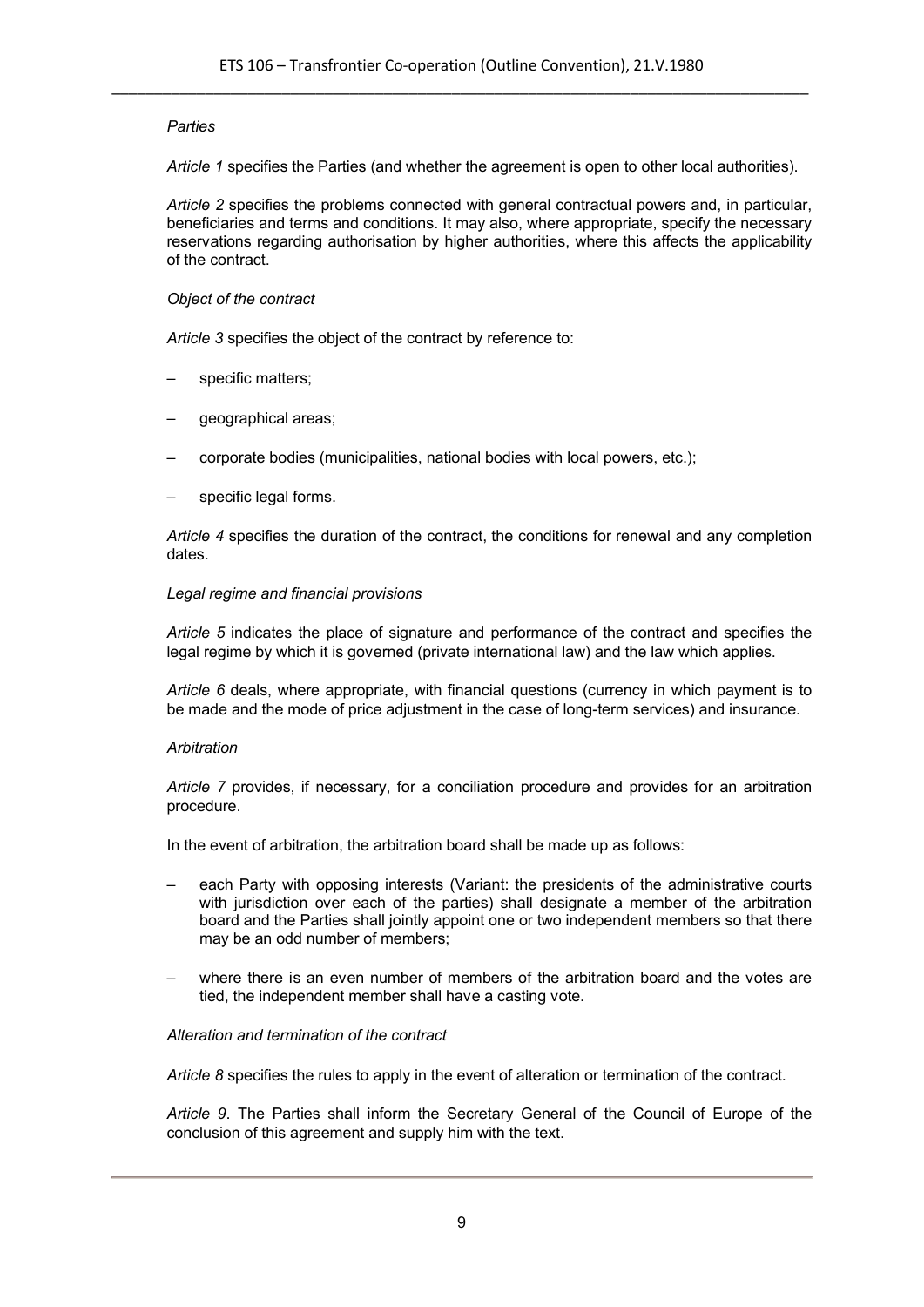*Parties*

*Article 1* specifies the Parties (and whether the agreement is open to other local authorities).

*Article 2* specifies the problems connected with general contractual powers and, in particular, beneficiaries and terms and conditions. It may also, where appropriate, specify the necessary reservations regarding authorisation by higher authorities, where this affects the applicability of the contract.

*Object of the contract*

*Article 3* specifies the object of the contract by reference to:

– specific matters;

– geographical areas;

– corporate bodies (municipalities, national bodies with local powers, etc.);

– specific legal forms.

*Article 4* specifies the duration of the contract, the conditions for renewal and any completion dates.

*Legal regime and financial provisions*

*Article 5* indicates the place of signature and performance of the contract and specifies the legal regime by which it is governed (private international law) and the law which applies.

*Article 6* deals, where appropriate, with financial questions (currency in which payment is to be made and the mode of price adjustment in the case of long-term services) and insurance.

*Arbitration*

*Article 7* provides, if necessary, for a conciliation procedure and provides for an arbitration procedure.

In the event of arbitration, the arbitration board shall be made up as follows:

– each Party with opposing interests (Variant: the presidents of the administrative courts with jurisdiction over each of the parties) shall designate a member of the arbitration board and the Parties shall jointly appoint one or two independent members so that there may be an odd number of members;

– where there is an even number of members of the arbitration board and the votes are tied, the independent member shall have a casting vote.

*Alteration and termination of the contract*

*Article 8* specifies the rules to apply in the event of alteration or termination of the contract.

*Article 9*. The Parties shall inform the Secretary General of the Council of Europe of the conclusion of this agreement and supply him with the text.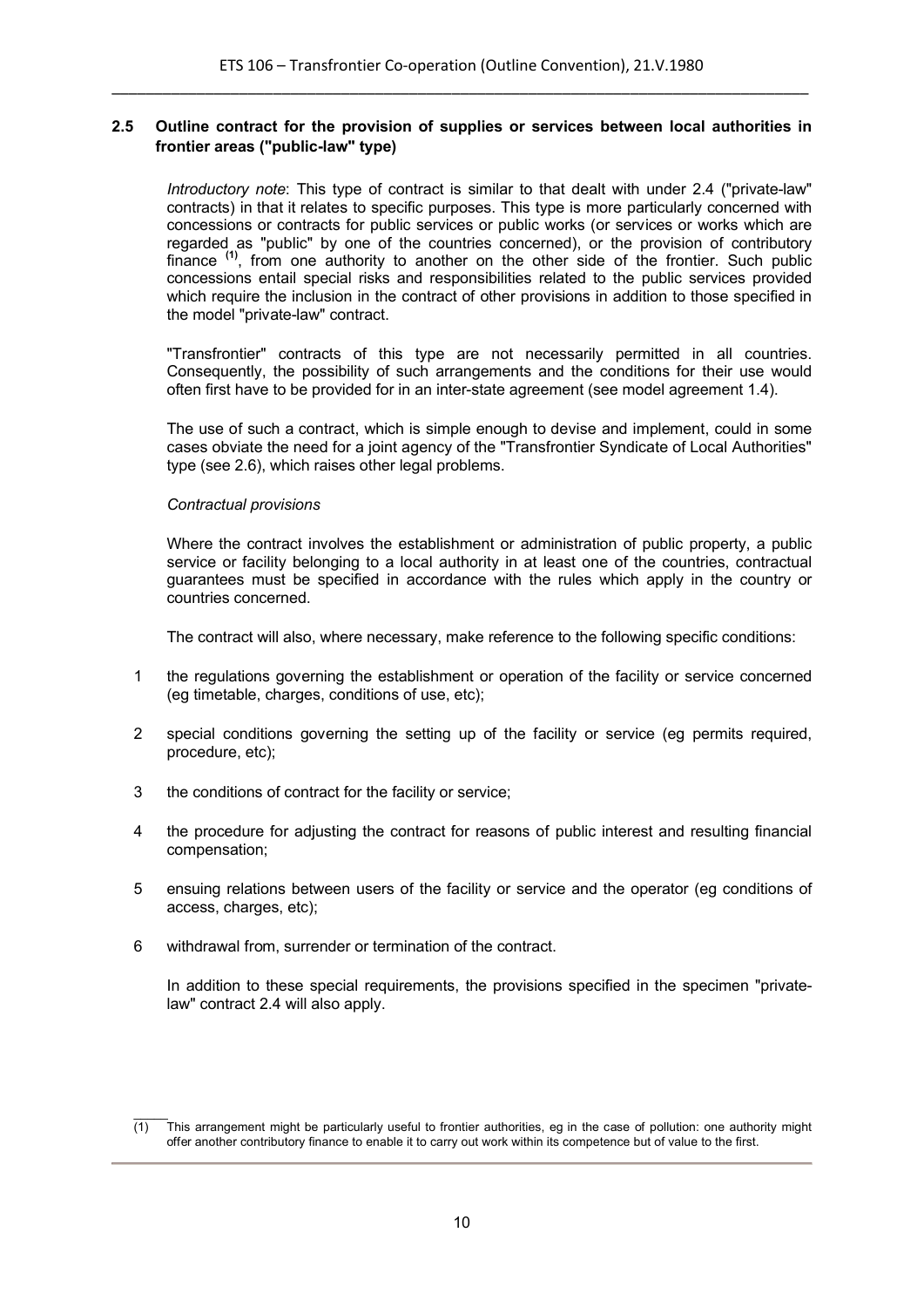## 2.5 Outline contract for the provision of supplies or services between local authorities in frontier areas ("public-law" type)

*Introductory note*: This type of contract is similar to that dealt with under 2.4 ("private-law" contracts) in that it relates to specific purposes. This type is more particularly concerned with concessions or contracts for public services or public works (or services or works which are regarded as "public" by one of the countries concerned), or the provision of contributory finance [(1)], from one authority to another on the other side of the frontier. Such public concessions entail special risks and responsibilities related to the public services provided which require the inclusion in the contract of other provisions in addition to those specified in the model "private-law" contract.

"Transfrontier" contracts of this type are not necessarily permitted in all countries. Consequently, the possibility of such arrangements and the conditions for their use would often first have to be provided for in an inter-state agreement (see model agreement 1.4).

The use of such a contract, which is simple enough to devise and implement, could in some cases obviate the need for a joint agency of the "Transfrontier Syndicate of Local Authorities" type (see 2.6), which raises other legal problems.

*Contractual provisions*

Where the contract involves the establishment or administration of public property, a public service or facility belonging to a local authority in at least one of the countries, contractual guarantees must be specified in accordance with the rules which apply in the country or countries concerned.

The contract will also, where necessary, make reference to the following specific conditions:

1. the regulations governing the establishment or operation of the facility or service concerned (eg timetable, charges, conditions of use, etc);
2. special conditions governing the setting up of the facility or service (eg permits required, procedure, etc);
3. the conditions of contract for the facility or service;
4. the procedure for adjusting the contract for reasons of public interest and resulting financial compensation;
5. ensuing relations between users of the facility or service and the operator (eg conditions of access, charges, etc);
6. withdrawal from, surrender or termination of the contract.

In addition to these special requirements, the provisions specified in the specimen "private-law" contract 2.4 will also apply.

---

(1) This arrangement might be particularly useful to frontier authorities, eg in the case of pollution: one authority might offer another contributory finance to enable it to carry out work within its competence but of value to the first.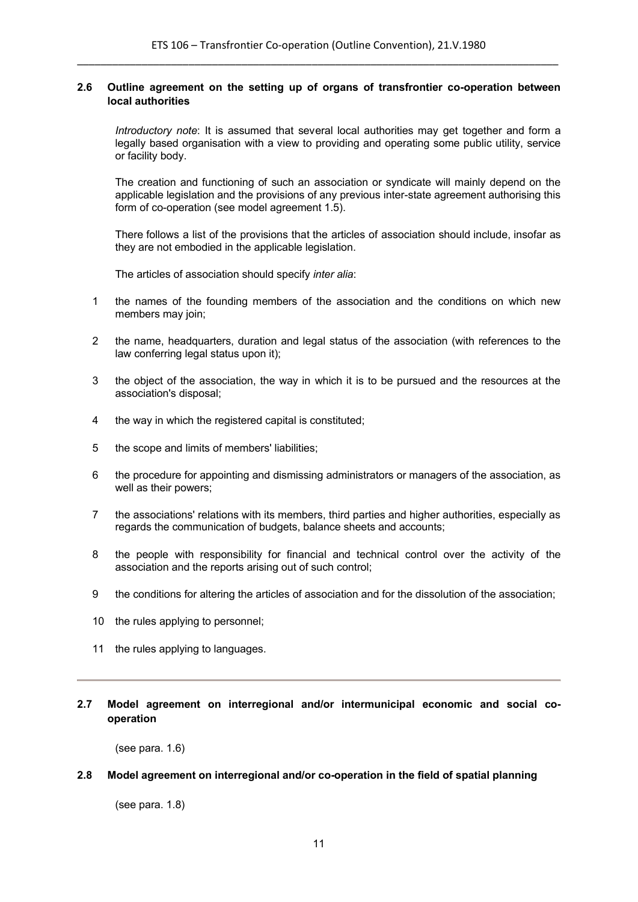### 2.6 Outline agreement on the setting up of organs of transfrontier co-operation between local authorities

*Introductory note*: It is assumed that several local authorities may get together and form a legally based organisation with a view to providing and operating some public utility, service or facility body.

The creation and functioning of such an association or syndicate will mainly depend on the applicable legislation and the provisions of any previous inter-state agreement authorising this form of co-operation (see model agreement 1.5).

There follows a list of the provisions that the articles of association should include, insofar as they are not embodied in the applicable legislation.

The articles of association should specify *inter alia*:

1. the names of the founding members of the association and the conditions on which new members may join;
2. the name, headquarters, duration and legal status of the association (with references to the law conferring legal status upon it);
3. the object of the association, the way in which it is to be pursued and the resources at the association's disposal;
4. the way in which the registered capital is constituted;
5. the scope and limits of members' liabilities;
6. the procedure for appointing and dismissing administrators or managers of the association, as well as their powers;
7. the associations' relations with its members, third parties and higher authorities, especially as regards the communication of budgets, balance sheets and accounts;
8. the people with responsibility for financial and technical control over the activity of the association and the reports arising out of such control;
9. the conditions for altering the articles of association and for the dissolution of the association;
10. the rules applying to personnel;
11. the rules applying to languages.

---

### 2.7 Model agreement on interregional and/or intermunicipal economic and social co-operation

(see para. 1.6)

### 2.8 Model agreement on interregional and/or co-operation in the field of spatial planning

(see para. 1.8)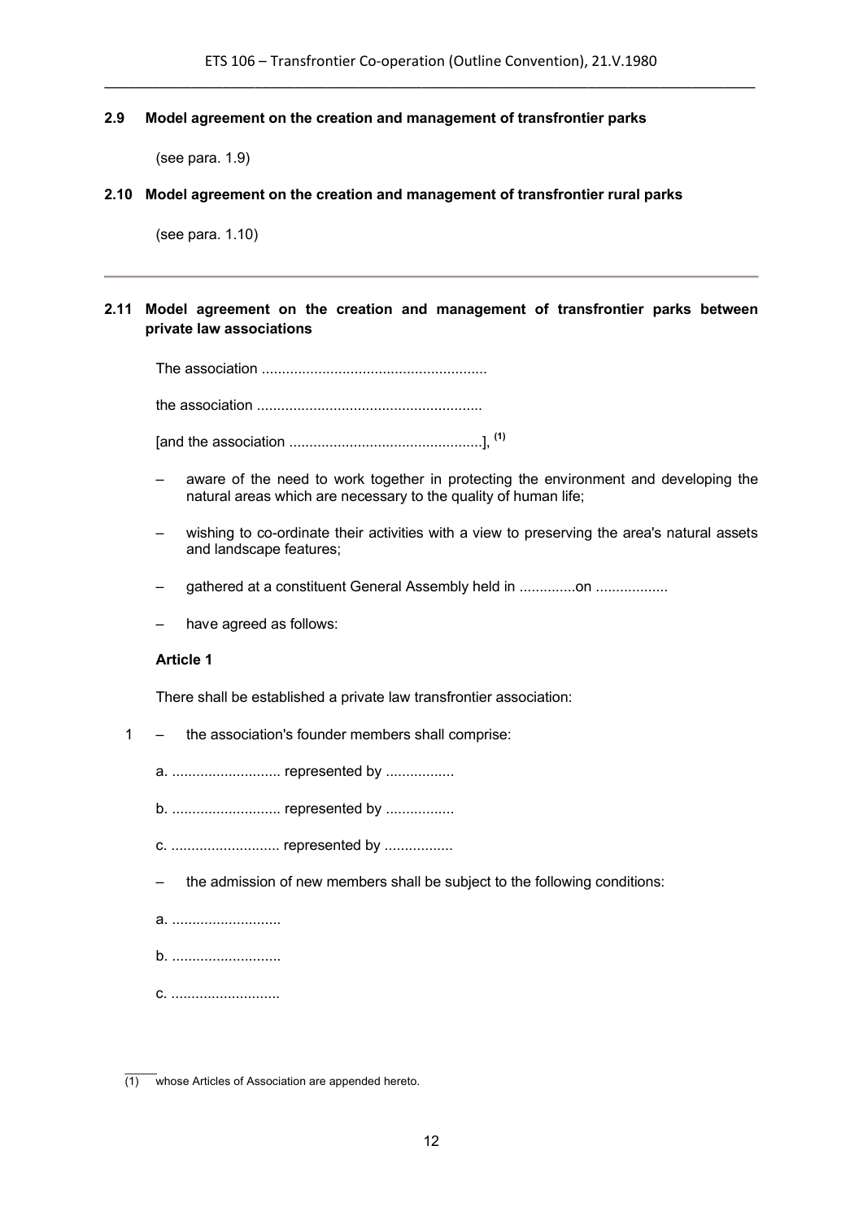### 2.9 Model agreement on the creation and management of transfrontier parks

(see para. 1.9)

### 2.10 Model agreement on the creation and management of transfrontier rural parks

(see para. 1.10)

---

### 2.11 Model agreement on the creation and management of transfrontier parks between private law associations

The association ........................................................

the association ........................................................

[and the association ................................................], [(1)]

– aware of the need to work together in protecting the environment and developing the natural areas which are necessary to the quality of human life;

– wishing to co-ordinate their activities with a view to preserving the area's natural assets and landscape features;

– gathered at a constituent General Assembly held in ..............on ..................

– have agreed as follows:

**Article 1**

There shall be established a private law transfrontier association:

1 – the association's founder members shall comprise:

a. ........................... represented by .................

b. ........................... represented by .................

c. ........................... represented by .................

– the admission of new members shall be subject to the following conditions:

a. ...........................

b. ...........................

c. ...........................

---

(1) whose Articles of Association are appended hereto.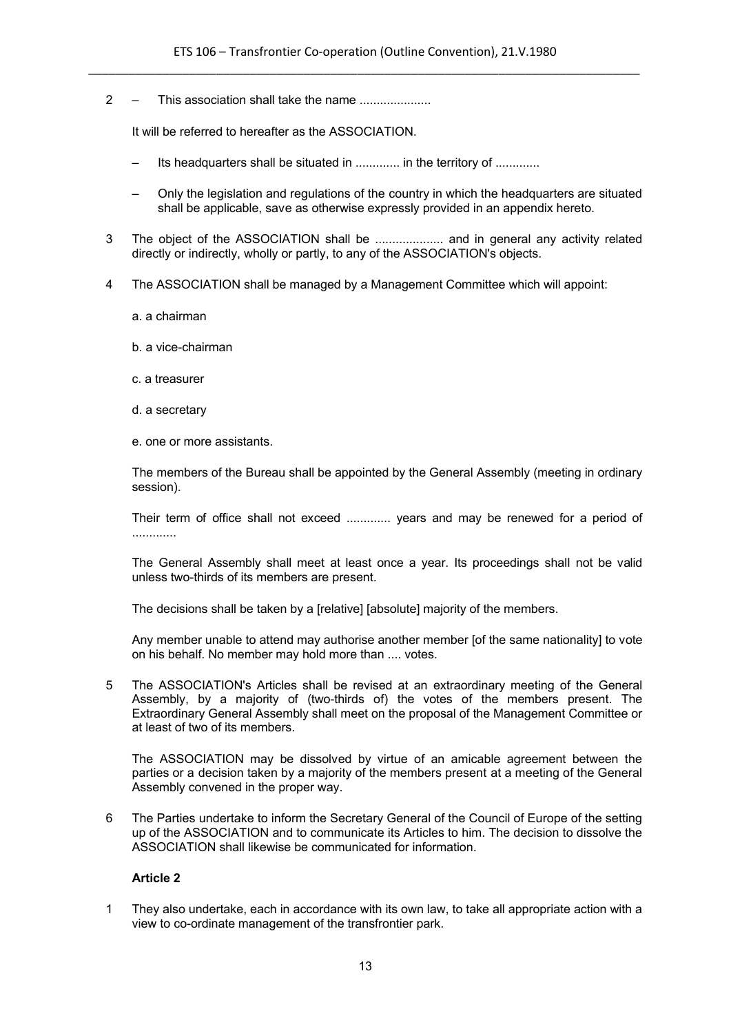2 – This association shall take the name .....................

It will be referred to hereafter as the ASSOCIATION.

– Its headquarters shall be situated in ............. in the territory of .............

– Only the legislation and regulations of the country in which the headquarters are situated shall be applicable, save as otherwise expressly provided in an appendix hereto.

3 The object of the ASSOCIATION shall be .................... and in general any activity related directly or indirectly, wholly or partly, to any of the ASSOCIATION's objects.

4 The ASSOCIATION shall be managed by a Management Committee which will appoint:

a. a chairman

b. a vice-chairman

c. a treasurer

d. a secretary

e. one or more assistants.

The members of the Bureau shall be appointed by the General Assembly (meeting in ordinary session).

Their term of office shall not exceed ............. years and may be renewed for a period of .............

The General Assembly shall meet at least once a year. Its proceedings shall not be valid unless two-thirds of its members are present.

The decisions shall be taken by a [relative] [absolute] majority of the members.

Any member unable to attend may authorise another member [of the same nationality] to vote on his behalf. No member may hold more than .... votes.

5 The ASSOCIATION's Articles shall be revised at an extraordinary meeting of the General Assembly, by a majority of (two-thirds of) the votes of the members present. The Extraordinary General Assembly shall meet on the proposal of the Management Committee or at least of two of its members.

The ASSOCIATION may be dissolved by virtue of an amicable agreement between the parties or a decision taken by a majority of the members present at a meeting of the General Assembly convened in the proper way.

6 The Parties undertake to inform the Secretary General of the Council of Europe of the setting up of the ASSOCIATION and to communicate its Articles to him. The decision to dissolve the ASSOCIATION shall likewise be communicated for information.

**Article 2**

1 They also undertake, each in accordance with its own law, to take all appropriate action with a view to co-ordinate management of the transfrontier park.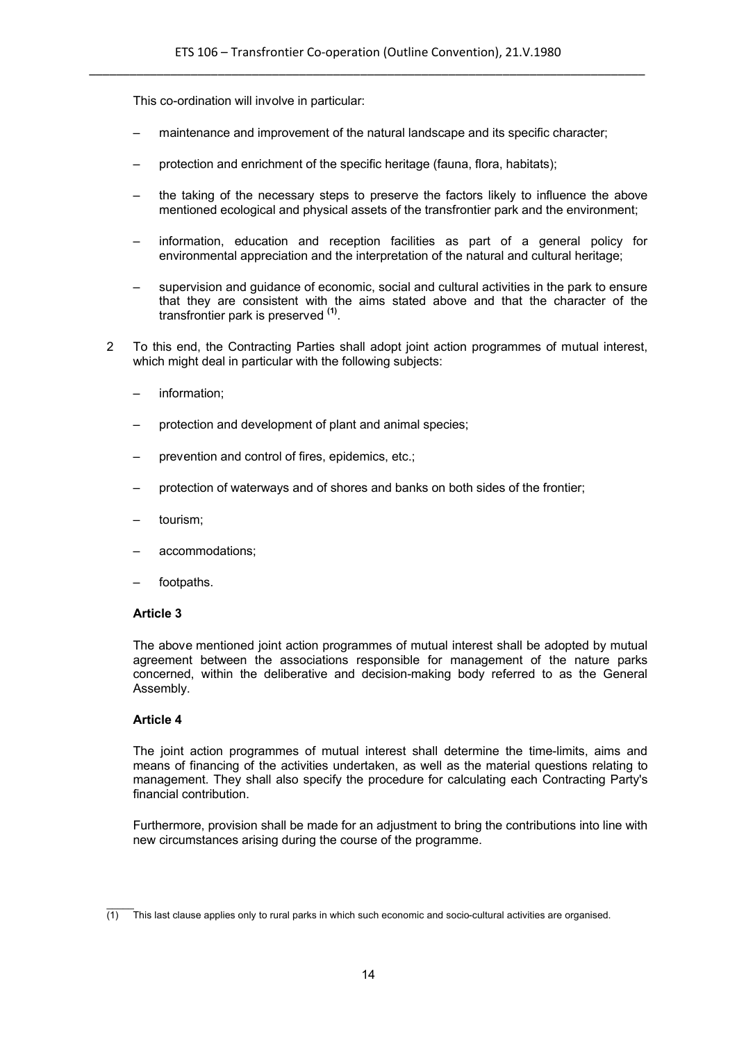This co-ordination will involve in particular:

– maintenance and improvement of the natural landscape and its specific character;

– protection and enrichment of the specific heritage (fauna, flora, habitats);

– the taking of the necessary steps to preserve the factors likely to influence the above mentioned ecological and physical assets of the transfrontier park and the environment;

– information, education and reception facilities as part of a general policy for environmental appreciation and the interpretation of the natural and cultural heritage;

– supervision and guidance of economic, social and cultural activities in the park to ensure that they are consistent with the aims stated above and that the character of the transfrontier park is preserved [(1)].

2 To this end, the Contracting Parties shall adopt joint action programmes of mutual interest, which might deal in particular with the following subjects:

– information;

– protection and development of plant and animal species;

– prevention and control of fires, epidemics, etc.;

– protection of waterways and of shores and banks on both sides of the frontier;

– tourism;

– accommodations;

– footpaths.

**Article 3**

The above mentioned joint action programmes of mutual interest shall be adopted by mutual agreement between the associations responsible for management of the nature parks concerned, within the deliberative and decision-making body referred to as the General Assembly.

**Article 4**

The joint action programmes of mutual interest shall determine the time-limits, aims and means of financing of the activities undertaken, as well as the material questions relating to management. They shall also specify the procedure for calculating each Contracting Party's financial contribution.

Furthermore, provision shall be made for an adjustment to bring the contributions into line with new circumstances arising during the course of the programme.

(1) This last clause applies only to rural parks in which such economic and socio-cultural activities are organised.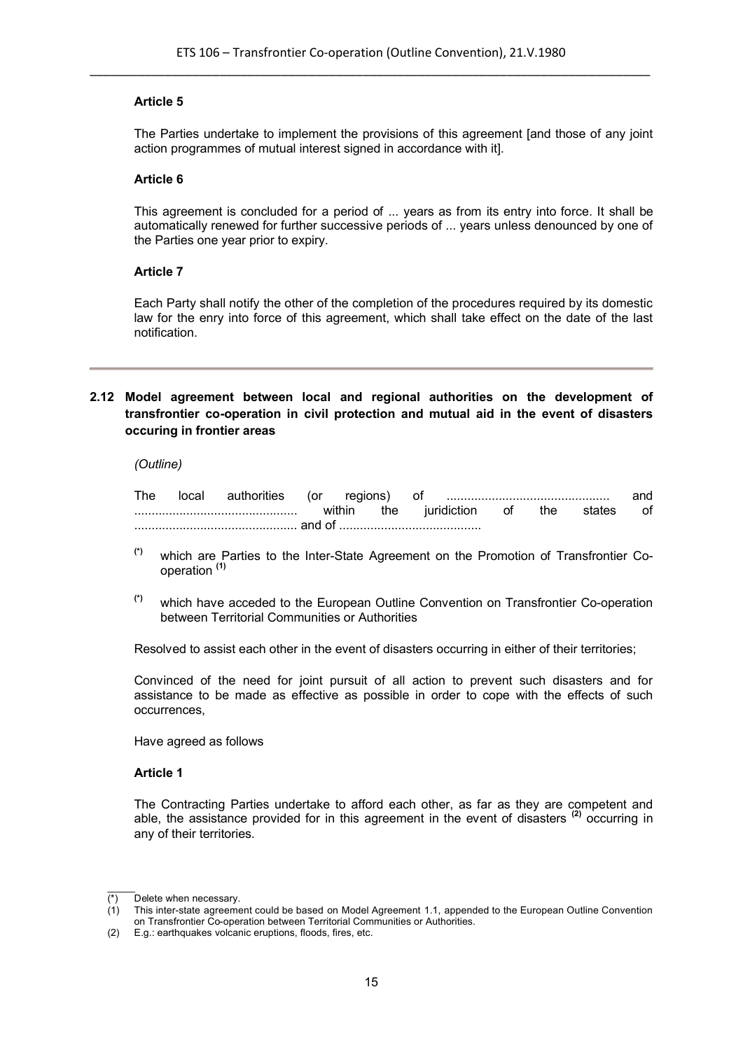**Article 5**

The Parties undertake to implement the provisions of this agreement [and those of any joint action programmes of mutual interest signed in accordance with it].

**Article 6**

This agreement is concluded for a period of ... years as from its entry into force. It shall be automatically renewed for further successive periods of ... years unless denounced by one of the Parties one year prior to expiry.

**Article 7**

Each Party shall notify the other of the completion of the procedures required by its domestic law for the enry into force of this agreement, which shall take effect on the date of the last notification.

---

## 2.12 Model agreement between local and regional authorities on the development of transfrontier co-operation in civil protection and mutual aid in the event of disasters occuring in frontier areas

*(Outline)*

The local authorities (or regions) of .............................................. and .............................................. within the juridiction of the states of .............................................. and of .........................................

- (*) which are Parties to the Inter-State Agreement on the Promotion of Transfrontier Co-operation (1)
- (*) which have acceded to the European Outline Convention on Transfrontier Co-operation between Territorial Communities or Authorities

Resolved to assist each other in the event of disasters occurring in either of their territories;

Convinced of the need for joint pursuit of all action to prevent such disasters and for assistance to be made as effective as possible in order to cope with the effects of such occurrences,

Have agreed as follows

**Article 1**

The Contracting Parties undertake to afford each other, as far as they are competent and able, the assistance provided for in this agreement in the event of disasters (2) occurring in any of their territories.

---

(*) Delete when necessary.

(1) This inter-state agreement could be based on Model Agreement 1.1, appended to the European Outline Convention on Transfrontier Co-operation between Territorial Communities or Authorities.

(2) E.g.: earthquakes volcanic eruptions, floods, fires, etc.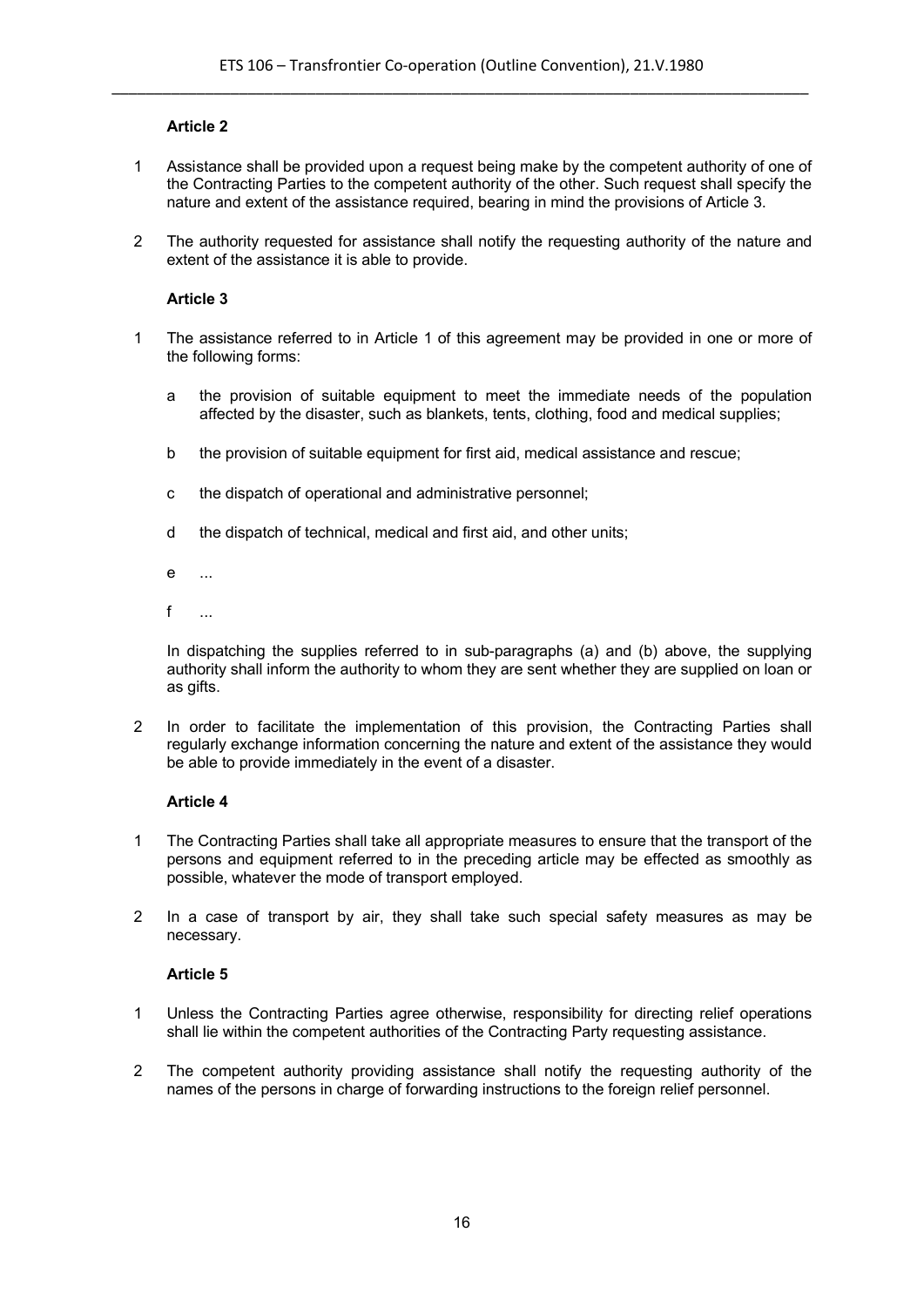**Article 2**

1 Assistance shall be provided upon a request being make by the competent authority of one of the Contracting Parties to the competent authority of the other. Such request shall specify the nature and extent of the assistance required, bearing in mind the provisions of Article 3.

2 The authority requested for assistance shall notify the requesting authority of the nature and extent of the assistance it is able to provide.

**Article 3**

1 The assistance referred to in Article 1 of this agreement may be provided in one or more of the following forms:

   a the provision of suitable equipment to meet the immediate needs of the population affected by the disaster, such as blankets, tents, clothing, food and medical supplies;

   b the provision of suitable equipment for first aid, medical assistance and rescue;

   c the dispatch of operational and administrative personnel;

   d the dispatch of technical, medical and first aid, and other units;

   e ...

   f ...

   In dispatching the supplies referred to in sub-paragraphs (a) and (b) above, the supplying authority shall inform the authority to whom they are sent whether they are supplied on loan or as gifts.

2 In order to facilitate the implementation of this provision, the Contracting Parties shall regularly exchange information concerning the nature and extent of the assistance they would be able to provide immediately in the event of a disaster.

**Article 4**

1 The Contracting Parties shall take all appropriate measures to ensure that the transport of the persons and equipment referred to in the preceding article may be effected as smoothly as possible, whatever the mode of transport employed.

2 In a case of transport by air, they shall take such special safety measures as may be necessary.

**Article 5**

1 Unless the Contracting Parties agree otherwise, responsibility for directing relief operations shall lie within the competent authorities of the Contracting Party requesting assistance.

2 The competent authority providing assistance shall notify the requesting authority of the names of the persons in charge of forwarding instructions to the foreign relief personnel.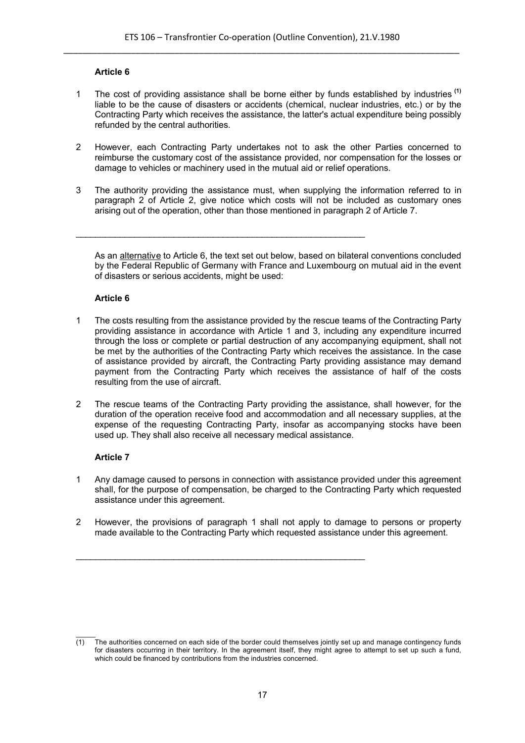**Article 6**

1 The cost of providing assistance shall be borne either by funds established by industries [(1)] liable to be the cause of disasters or accidents (chemical, nuclear industries, etc.) or by the Contracting Party which receives the assistance, the latter's actual expenditure being possibly refunded by the central authorities.

2 However, each Contracting Party undertakes not to ask the other Parties concerned to reimburse the customary cost of the assistance provided, nor compensation for the losses or damage to vehicles or machinery used in the mutual aid or relief operations.

3 The authority providing the assistance must, when supplying the information referred to in paragraph 2 of Article 2, give notice which costs will not be included as customary ones arising out of the operation, other than those mentioned in paragraph 2 of Article 7.

---

As an alternative to Article 6, the text set out below, based on bilateral conventions concluded by the Federal Republic of Germany with France and Luxembourg on mutual aid in the event of disasters or serious accidents, might be used:

**Article 6**

1 The costs resulting from the assistance provided by the rescue teams of the Contracting Party providing assistance in accordance with Article 1 and 3, including any expenditure incurred through the loss or complete or partial destruction of any accompanying equipment, shall not be met by the authorities of the Contracting Party which receives the assistance. In the case of assistance provided by aircraft, the Contracting Party providing assistance may demand payment from the Contracting Party which receives the assistance of half of the costs resulting from the use of aircraft.

2 The rescue teams of the Contracting Party providing the assistance, shall however, for the duration of the operation receive food and accommodation and all necessary supplies, at the expense of the requesting Contracting Party, insofar as accompanying stocks have been used up. They shall also receive all necessary medical assistance.

**Article 7**

1 Any damage caused to persons in connection with assistance provided under this agreement shall, for the purpose of compensation, be charged to the Contracting Party which requested assistance under this agreement.

2 However, the provisions of paragraph 1 shall not apply to damage to persons or property made available to the Contracting Party which requested assistance under this agreement.

---

(1) The authorities concerned on each side of the border could themselves jointly set up and manage contingency funds for disasters occurring in their territory. In the agreement itself, they might agree to attempt to set up such a fund, which could be financed by contributions from the industries concerned.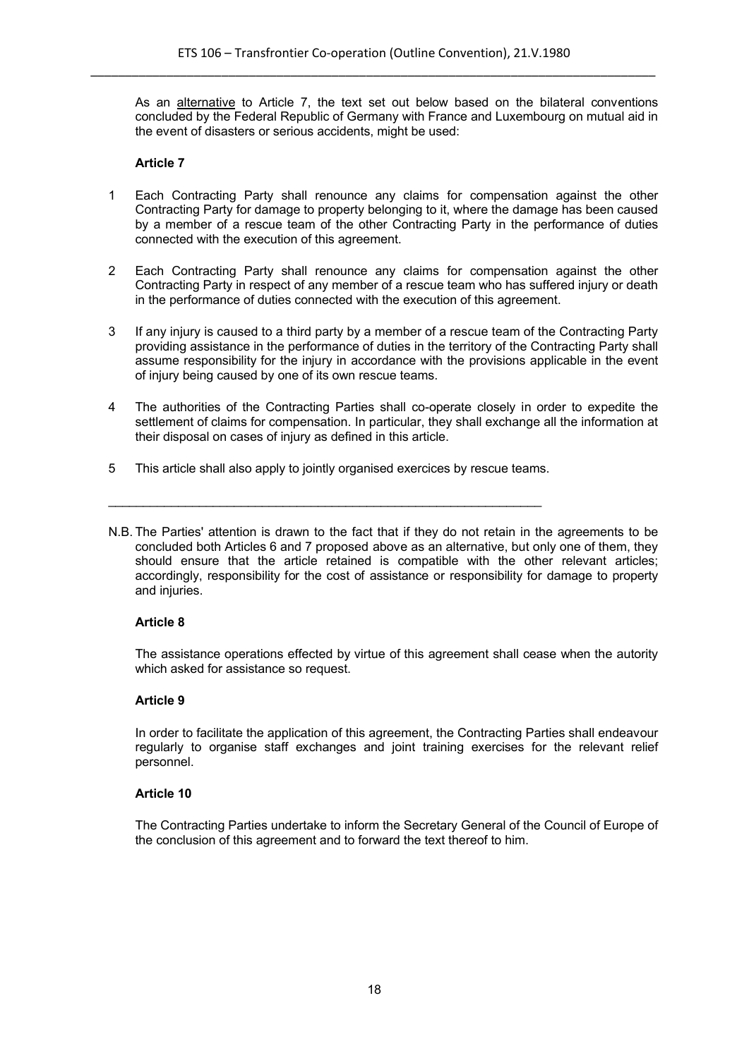As an alternative to Article 7, the text set out below based on the bilateral conventions concluded by the Federal Republic of Germany with France and Luxembourg on mutual aid in the event of disasters or serious accidents, might be used:

**Article 7**

1 Each Contracting Party shall renounce any claims for compensation against the other Contracting Party for damage to property belonging to it, where the damage has been caused by a member of a rescue team of the other Contracting Party in the performance of duties connected with the execution of this agreement.

2 Each Contracting Party shall renounce any claims for compensation against the other Contracting Party in respect of any member of a rescue team who has suffered injury or death in the performance of duties connected with the execution of this agreement.

3 If any injury is caused to a third party by a member of a rescue team of the Contracting Party providing assistance in the performance of duties in the territory of the Contracting Party shall assume responsibility for the injury in accordance with the provisions applicable in the event of injury being caused by one of its own rescue teams.

4 The authorities of the Contracting Parties shall co-operate closely in order to expedite the settlement of claims for compensation. In particular, they shall exchange all the information at their disposal on cases of injury as defined in this article.

5 This article shall also apply to jointly organised exercices by rescue teams.

---

N.B. The Parties' attention is drawn to the fact that if they do not retain in the agreements to be concluded both Articles 6 and 7 proposed above as an alternative, but only one of them, they should ensure that the article retained is compatible with the other relevant articles; accordingly, responsibility for the cost of assistance or responsibility for damage to property and injuries.

**Article 8**

The assistance operations effected by virtue of this agreement shall cease when the autority which asked for assistance so request.

**Article 9**

In order to facilitate the application of this agreement, the Contracting Parties shall endeavour regularly to organise staff exchanges and joint training exercises for the relevant relief personnel.

**Article 10**

The Contracting Parties undertake to inform the Secretary General of the Council of Europe of the conclusion of this agreement and to forward the text thereof to him.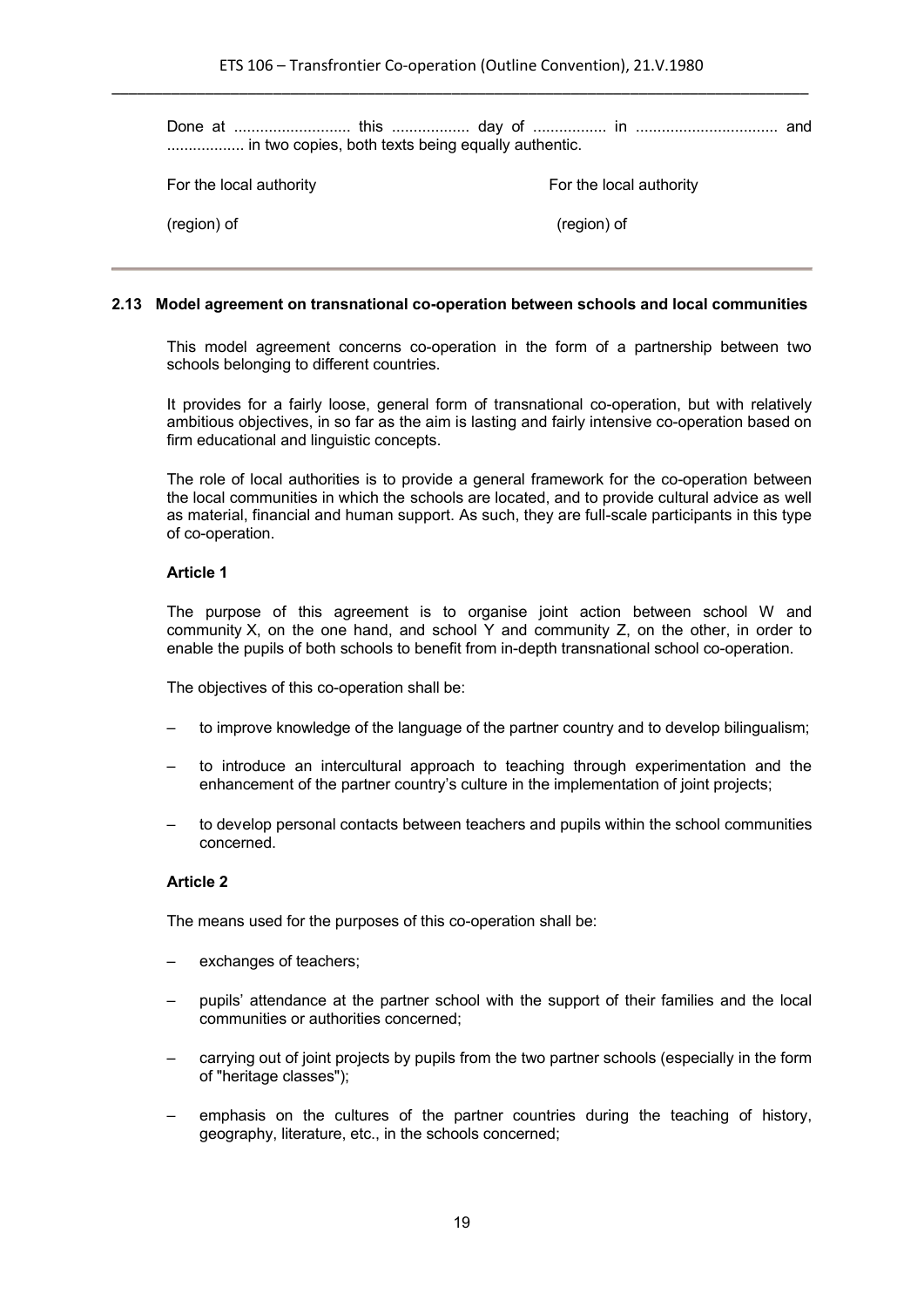Done at ........................... this .................. day of ................. in ................................. and .................. in two copies, both texts being equally authentic.

For the local authority (region) of

For the local authority (region) of

---

### 2.13 Model agreement on transnational co-operation between schools and local communities

This model agreement concerns co-operation in the form of a partnership between two schools belonging to different countries.

It provides for a fairly loose, general form of transnational co-operation, but with relatively ambitious objectives, in so far as the aim is lasting and fairly intensive co-operation based on firm educational and linguistic concepts.

The role of local authorities is to provide a general framework for the co-operation between the local communities in which the schools are located, and to provide cultural advice as well as material, financial and human support. As such, they are full-scale participants in this type of co-operation.

**Article 1**

The purpose of this agreement is to organise joint action between school W and community X, on the one hand, and school Y and community Z, on the other, in order to enable the pupils of both schools to benefit from in-depth transnational school co-operation.

The objectives of this co-operation shall be:

– to improve knowledge of the language of the partner country and to develop bilingualism;

– to introduce an intercultural approach to teaching through experimentation and the enhancement of the partner country's culture in the implementation of joint projects;

– to develop personal contacts between teachers and pupils within the school communities concerned.

**Article 2**

The means used for the purposes of this co-operation shall be:

– exchanges of teachers;

– pupils' attendance at the partner school with the support of their families and the local communities or authorities concerned;

– carrying out of joint projects by pupils from the two partner schools (especially in the form of "heritage classes");

– emphasis on the cultures of the partner countries during the teaching of history, geography, literature, etc., in the schools concerned;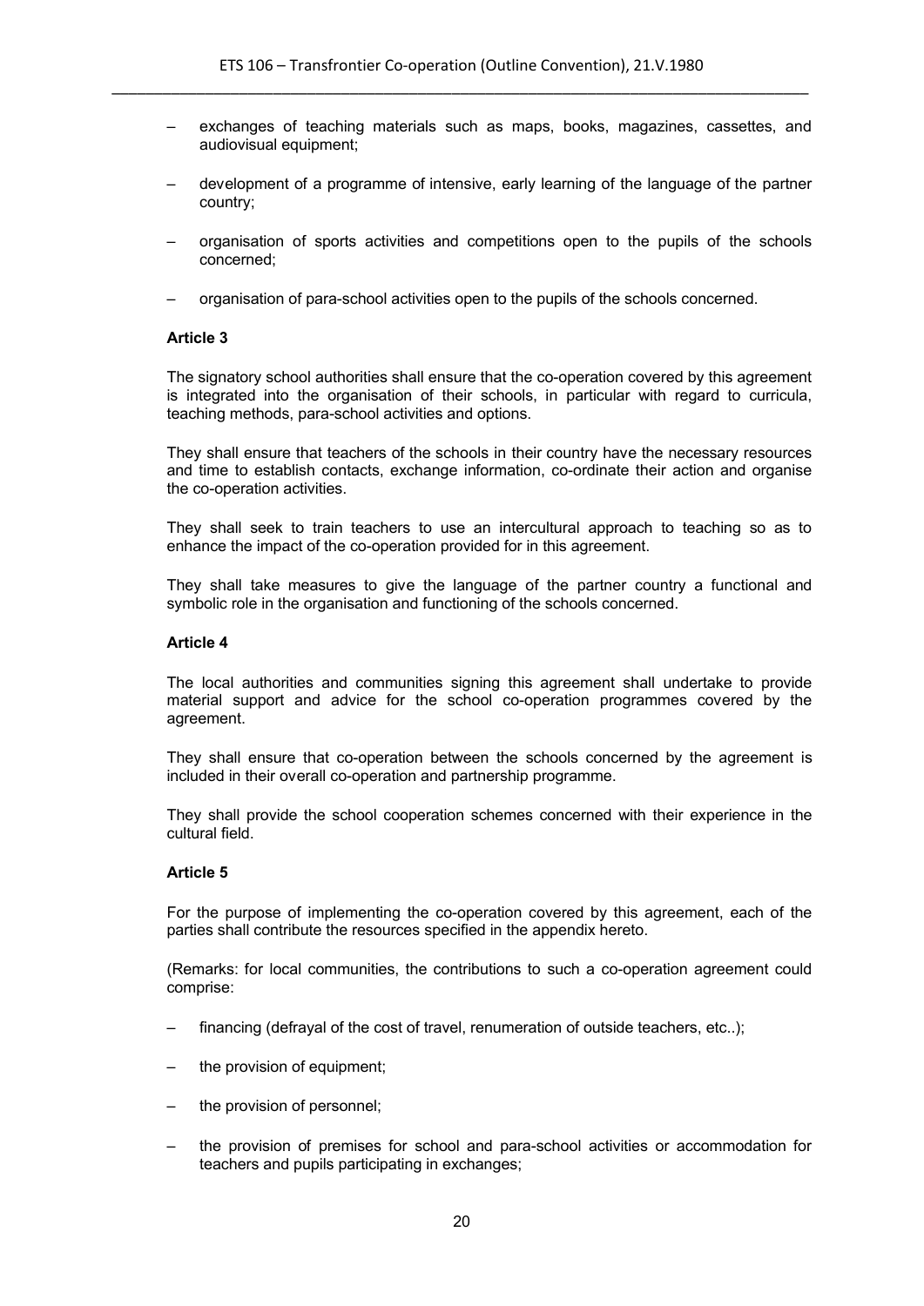– exchanges of teaching materials such as maps, books, magazines, cassettes, and audiovisual equipment;

– development of a programme of intensive, early learning of the language of the partner country;

– organisation of sports activities and competitions open to the pupils of the schools concerned;

– organisation of para-school activities open to the pupils of the schools concerned.

**Article 3**

The signatory school authorities shall ensure that the co-operation covered by this agreement is integrated into the organisation of their schools, in particular with regard to curricula, teaching methods, para-school activities and options.

They shall ensure that teachers of the schools in their country have the necessary resources and time to establish contacts, exchange information, co-ordinate their action and organise the co-operation activities.

They shall seek to train teachers to use an intercultural approach to teaching so as to enhance the impact of the co-operation provided for in this agreement.

They shall take measures to give the language of the partner country a functional and symbolic role in the organisation and functioning of the schools concerned.

**Article 4**

The local authorities and communities signing this agreement shall undertake to provide material support and advice for the school co-operation programmes covered by the agreement.

They shall ensure that co-operation between the schools concerned by the agreement is included in their overall co-operation and partnership programme.

They shall provide the school cooperation schemes concerned with their experience in the cultural field.

**Article 5**

For the purpose of implementing the co-operation covered by this agreement, each of the parties shall contribute the resources specified in the appendix hereto.

(Remarks: for local communities, the contributions to such a co-operation agreement could comprise:

– financing (defrayal of the cost of travel, renumeration of outside teachers, etc..);

– the provision of equipment;

– the provision of personnel;

– the provision of premises for school and para-school activities or accommodation for teachers and pupils participating in exchanges;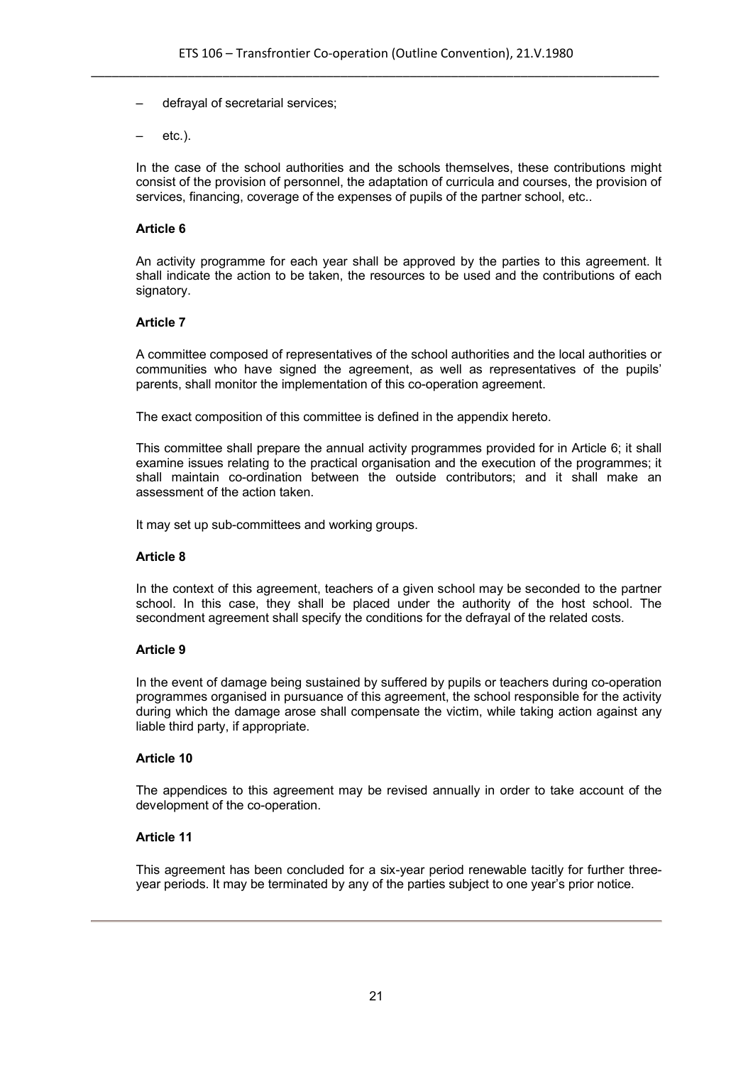– defrayal of secretarial services;

– etc.).

In the case of the school authorities and the schools themselves, these contributions might consist of the provision of personnel, the adaptation of curricula and courses, the provision of services, financing, coverage of the expenses of pupils of the partner school, etc..

**Article 6**

An activity programme for each year shall be approved by the parties to this agreement. It shall indicate the action to be taken, the resources to be used and the contributions of each signatory.

**Article 7**

A committee composed of representatives of the school authorities and the local authorities or communities who have signed the agreement, as well as representatives of the pupils' parents, shall monitor the implementation of this co-operation agreement.

The exact composition of this committee is defined in the appendix hereto.

This committee shall prepare the annual activity programmes provided for in Article 6; it shall examine issues relating to the practical organisation and the execution of the programmes; it shall maintain co-ordination between the outside contributors; and it shall make an assessment of the action taken.

It may set up sub-committees and working groups.

**Article 8**

In the context of this agreement, teachers of a given school may be seconded to the partner school. In this case, they shall be placed under the authority of the host school. The secondment agreement shall specify the conditions for the defrayal of the related costs.

**Article 9**

In the event of damage being sustained by suffered by pupils or teachers during co-operation programmes organised in pursuance of this agreement, the school responsible for the activity during which the damage arose shall compensate the victim, while taking action against any liable third party, if appropriate.

**Article 10**

The appendices to this agreement may be revised annually in order to take account of the development of the co-operation.

**Article 11**

This agreement has been concluded for a six-year period renewable tacitly for further three-year periods. It may be terminated by any of the parties subject to one year's prior notice.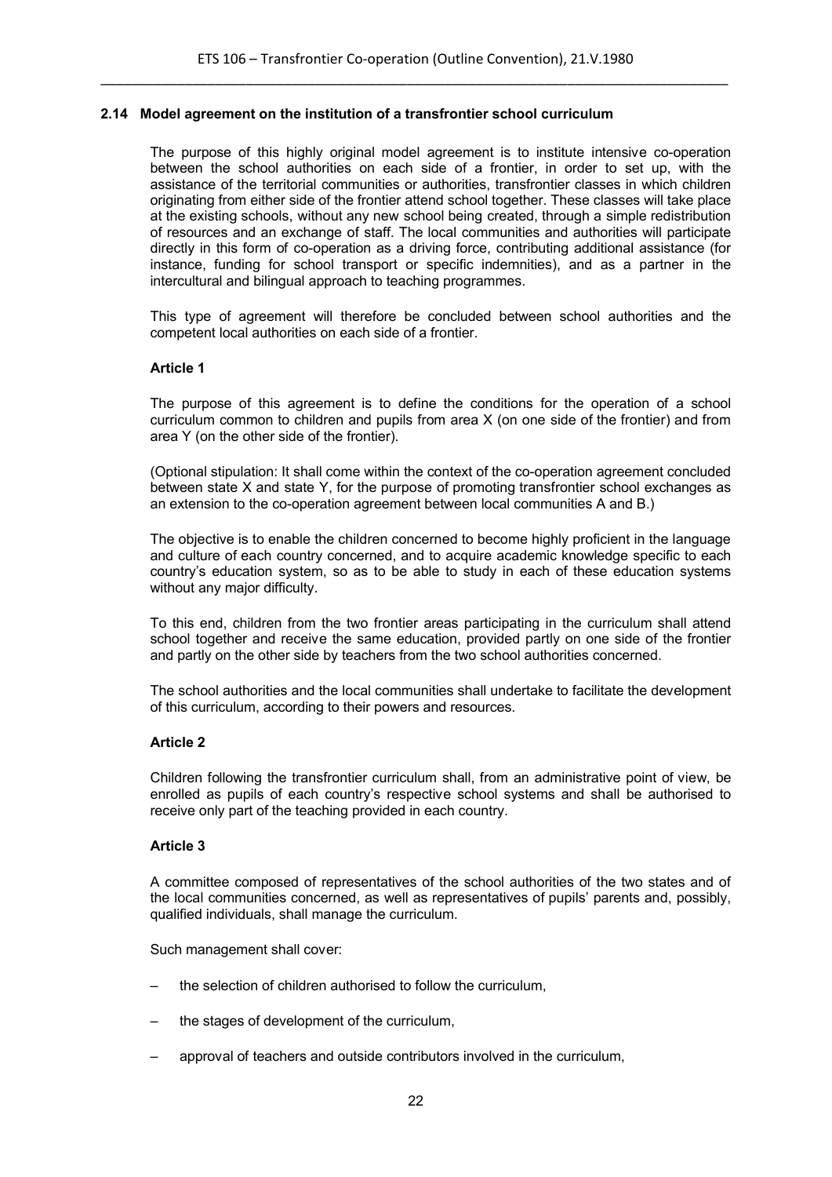### 2.14 Model agreement on the institution of a transfrontier school curriculum

The purpose of this highly original model agreement is to institute intensive co-operation between the school authorities on each side of a frontier, in order to set up, with the assistance of the territorial communities or authorities, transfrontier classes in which children originating from either side of the frontier attend school together. These classes will take place at the existing schools, without any new school being created, through a simple redistribution of resources and an exchange of staff. The local communities and authorities will participate directly in this form of co-operation as a driving force, contributing additional assistance (for instance, funding for school transport or specific indemnities), and as a partner in the intercultural and bilingual approach to teaching programmes.

This type of agreement will therefore be concluded between school authorities and the competent local authorities on each side of a frontier.

**Article 1**

The purpose of this agreement is to define the conditions for the operation of a school curriculum common to children and pupils from area X (on one side of the frontier) and from area Y (on the other side of the frontier).

(Optional stipulation: It shall come within the context of the co-operation agreement concluded between state X and state Y, for the purpose of promoting transfrontier school exchanges as an extension to the co-operation agreement between local communities A and B.)

The objective is to enable the children concerned to become highly proficient in the language and culture of each country concerned, and to acquire academic knowledge specific to each country's education system, so as to be able to study in each of these education systems without any major difficulty.

To this end, children from the two frontier areas participating in the curriculum shall attend school together and receive the same education, provided partly on one side of the frontier and partly on the other side by teachers from the two school authorities concerned.

The school authorities and the local communities shall undertake to facilitate the development of this curriculum, according to their powers and resources.

**Article 2**

Children following the transfrontier curriculum shall, from an administrative point of view, be enrolled as pupils of each country's respective school systems and shall be authorised to receive only part of the teaching provided in each country.

**Article 3**

A committee composed of representatives of the school authorities of the two states and of the local communities concerned, as well as representatives of pupils' parents and, possibly, qualified individuals, shall manage the curriculum.

Such management shall cover:

– the selection of children authorised to follow the curriculum,

– the stages of development of the curriculum,

– approval of teachers and outside contributors involved in the curriculum,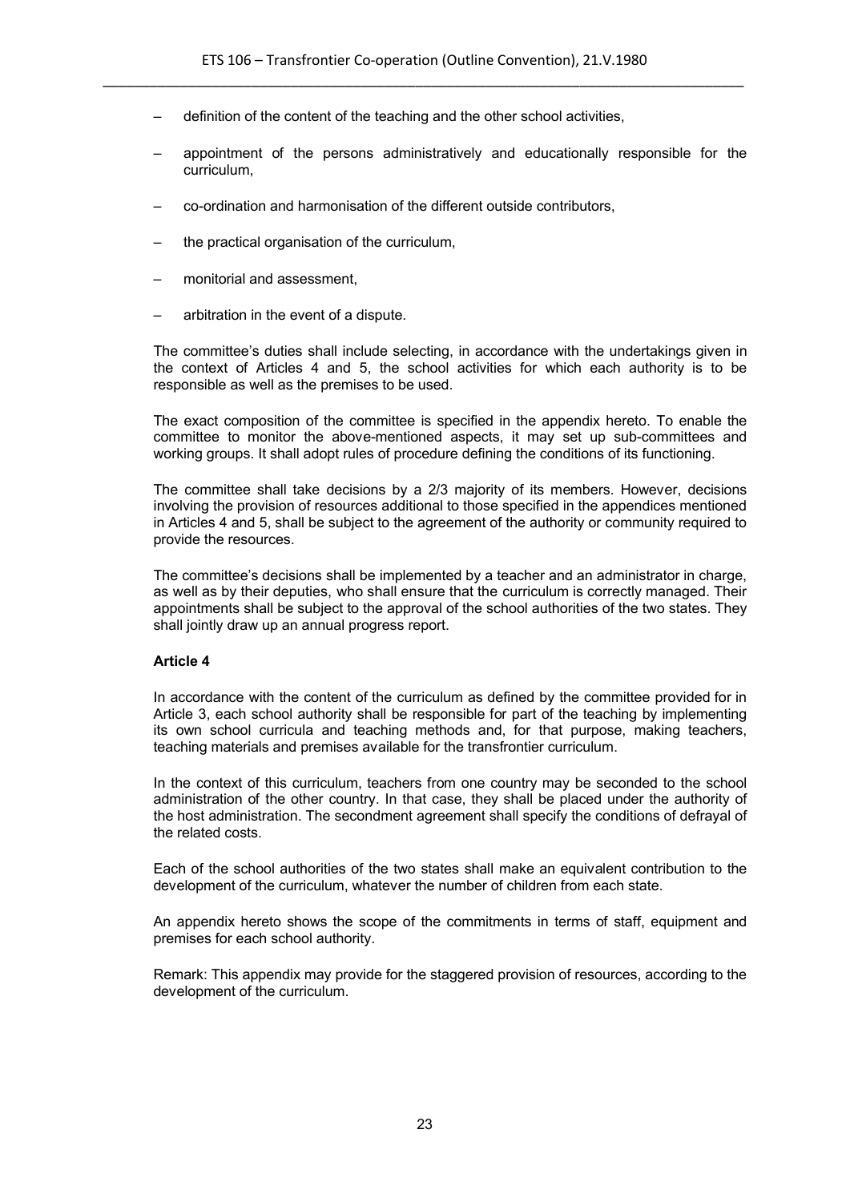– definition of the content of the teaching and the other school activities,

– appointment of the persons administratively and educationally responsible for the curriculum,

– co-ordination and harmonisation of the different outside contributors,

– the practical organisation of the curriculum,

– monitorial and assessment,

– arbitration in the event of a dispute.

The committee's duties shall include selecting, in accordance with the undertakings given in the context of Articles 4 and 5, the school activities for which each authority is to be responsible as well as the premises to be used.

The exact composition of the committee is specified in the appendix hereto. To enable the committee to monitor the above-mentioned aspects, it may set up sub-committees and working groups. It shall adopt rules of procedure defining the conditions of its functioning.

The committee shall take decisions by a 2/3 majority of its members. However, decisions involving the provision of resources additional to those specified in the appendices mentioned in Articles 4 and 5, shall be subject to the agreement of the authority or community required to provide the resources.

The committee's decisions shall be implemented by a teacher and an administrator in charge, as well as by their deputies, who shall ensure that the curriculum is correctly managed. Their appointments shall be subject to the approval of the school authorities of the two states. They shall jointly draw up an annual progress report.

**Article 4**

In accordance with the content of the curriculum as defined by the committee provided for in Article 3, each school authority shall be responsible for part of the teaching by implementing its own school curricula and teaching methods and, for that purpose, making teachers, teaching materials and premises available for the transfrontier curriculum.

In the context of this curriculum, teachers from one country may be seconded to the school administration of the other country. In that case, they shall be placed under the authority of the host administration. The secondment agreement shall specify the conditions of defrayal of the related costs.

Each of the school authorities of the two states shall make an equivalent contribution to the development of the curriculum, whatever the number of children from each state.

An appendix hereto shows the scope of the commitments in terms of staff, equipment and premises for each school authority.

Remark: This appendix may provide for the staggered provision of resources, according to the development of the curriculum.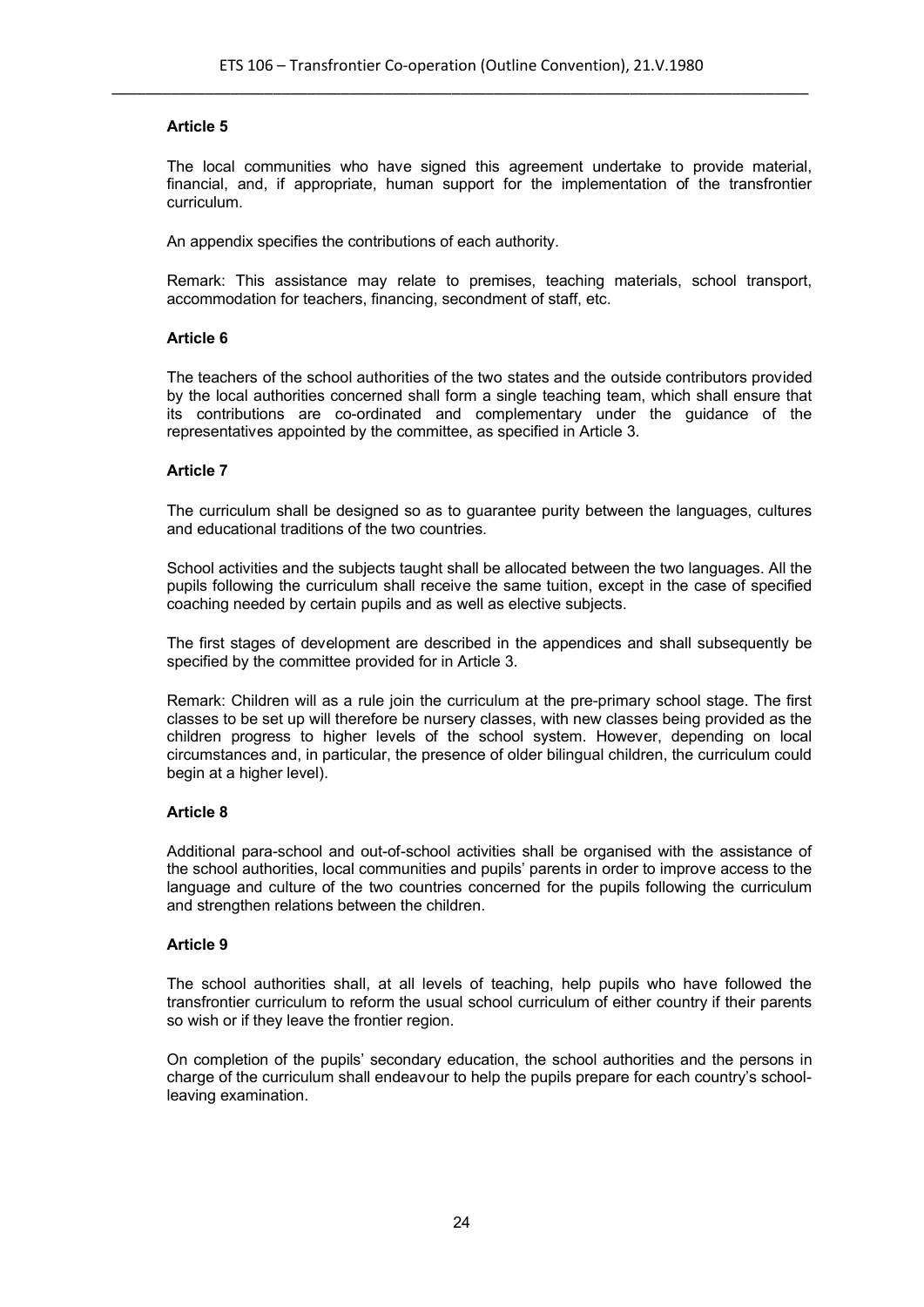**Article 5**

The local communities who have signed this agreement undertake to provide material, financial, and, if appropriate, human support for the implementation of the transfrontier curriculum.

An appendix specifies the contributions of each authority.

Remark: This assistance may relate to premises, teaching materials, school transport, accommodation for teachers, financing, secondment of staff, etc.

**Article 6**

The teachers of the school authorities of the two states and the outside contributors provided by the local authorities concerned shall form a single teaching team, which shall ensure that its contributions are co-ordinated and complementary under the guidance of the representatives appointed by the committee, as specified in Article 3.

**Article 7**

The curriculum shall be designed so as to guarantee purity between the languages, cultures and educational traditions of the two countries.

School activities and the subjects taught shall be allocated between the two languages. All the pupils following the curriculum shall receive the same tuition, except in the case of specified coaching needed by certain pupils and as well as elective subjects.

The first stages of development are described in the appendices and shall subsequently be specified by the committee provided for in Article 3.

Remark: Children will as a rule join the curriculum at the pre-primary school stage. The first classes to be set up will therefore be nursery classes, with new classes being provided as the children progress to higher levels of the school system. However, depending on local circumstances and, in particular, the presence of older bilingual children, the curriculum could begin at a higher level).

**Article 8**

Additional para-school and out-of-school activities shall be organised with the assistance of the school authorities, local communities and pupils' parents in order to improve access to the language and culture of the two countries concerned for the pupils following the curriculum and strengthen relations between the children.

**Article 9**

The school authorities shall, at all levels of teaching, help pupils who have followed the transfrontier curriculum to reform the usual school curriculum of either country if their parents so wish or if they leave the frontier region.

On completion of the pupils' secondary education, the school authorities and the persons in charge of the curriculum shall endeavour to help the pupils prepare for each country's school-leaving examination.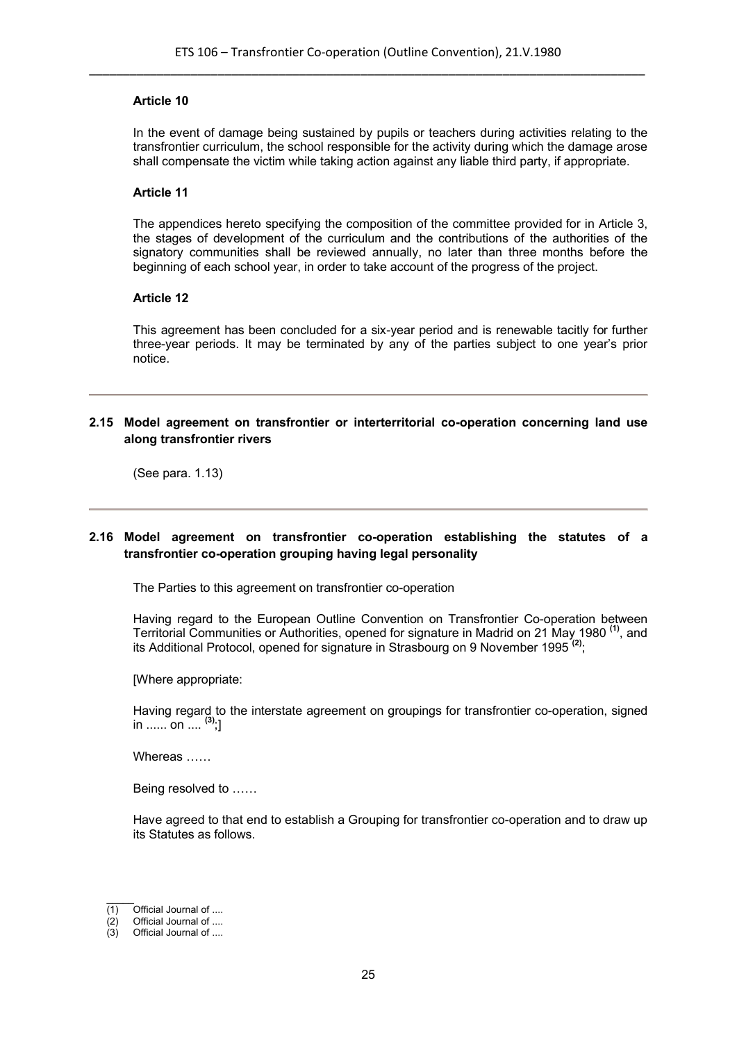**Article 10**

In the event of damage being sustained by pupils or teachers during activities relating to the transfrontier curriculum, the school responsible for the activity during which the damage arose shall compensate the victim while taking action against any liable third party, if appropriate.

**Article 11**

The appendices hereto specifying the composition of the committee provided for in Article 3, the stages of development of the curriculum and the contributions of the authorities of the signatory communities shall be reviewed annually, no later than three months before the beginning of each school year, in order to take account of the progress of the project.

**Article 12**

This agreement has been concluded for a six-year period and is renewable tacitly for further three-year periods. It may be terminated by any of the parties subject to one year's prior notice.

---

### 2.15 Model agreement on transfrontier or interterritorial co-operation concerning land use along transfrontier rivers

(See para. 1.13)

---

### 2.16 Model agreement on transfrontier co-operation establishing the statutes of a transfrontier co-operation grouping having legal personality

The Parties to this agreement on transfrontier co-operation

Having regard to the European Outline Convention on Transfrontier Co-operation between Territorial Communities or Authorities, opened for signature in Madrid on 21 May 1980 (1), and its Additional Protocol, opened for signature in Strasbourg on 9 November 1995 (2);

[Where appropriate:

Having regard to the interstate agreement on groupings for transfrontier co-operation, signed in ...... on .... (3);]

Whereas ……

Being resolved to ……

Have agreed to that end to establish a Grouping for transfrontier co-operation and to draw up its Statutes as follows.

---

(1) Official Journal of ....
(2) Official Journal of ....
(3) Official Journal of ....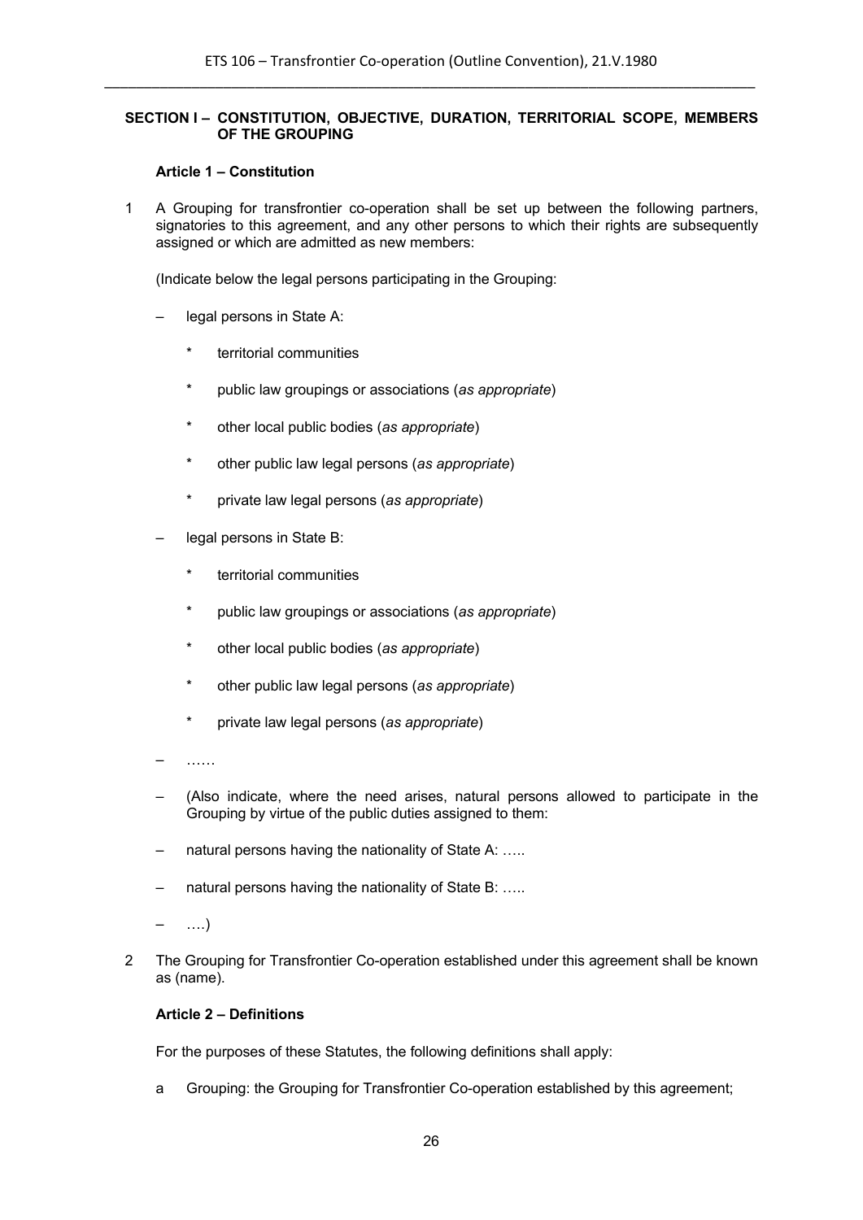**SECTION I – CONSTITUTION, OBJECTIVE, DURATION, TERRITORIAL SCOPE, MEMBERS OF THE GROUPING**

**Article 1 – Constitution**

1 A Grouping for transfrontier co-operation shall be set up between the following partners, signatories to this agreement, and any other persons to which their rights are subsequently assigned or which are admitted as new members:

(Indicate below the legal persons participating in the Grouping:

– legal persons in State A:

  * territorial communities

  * public law groupings or associations (*as appropriate*)

  * other local public bodies (*as appropriate*)

  * other public law legal persons (*as appropriate*)

  * private law legal persons (*as appropriate*)

– legal persons in State B:

  * territorial communities

  * public law groupings or associations (*as appropriate*)

  * other local public bodies (*as appropriate*)

  * other public law legal persons (*as appropriate*)

  * private law legal persons (*as appropriate*)

– ……

– (Also indicate, where the need arises, natural persons allowed to participate in the Grouping by virtue of the public duties assigned to them:

– natural persons having the nationality of State A: …..

– natural persons having the nationality of State B: …..

– ….)

2 The Grouping for Transfrontier Co-operation established under this agreement shall be known as (name).

**Article 2 – Definitions**

For the purposes of these Statutes, the following definitions shall apply:

a Grouping: the Grouping for Transfrontier Co-operation established by this agreement;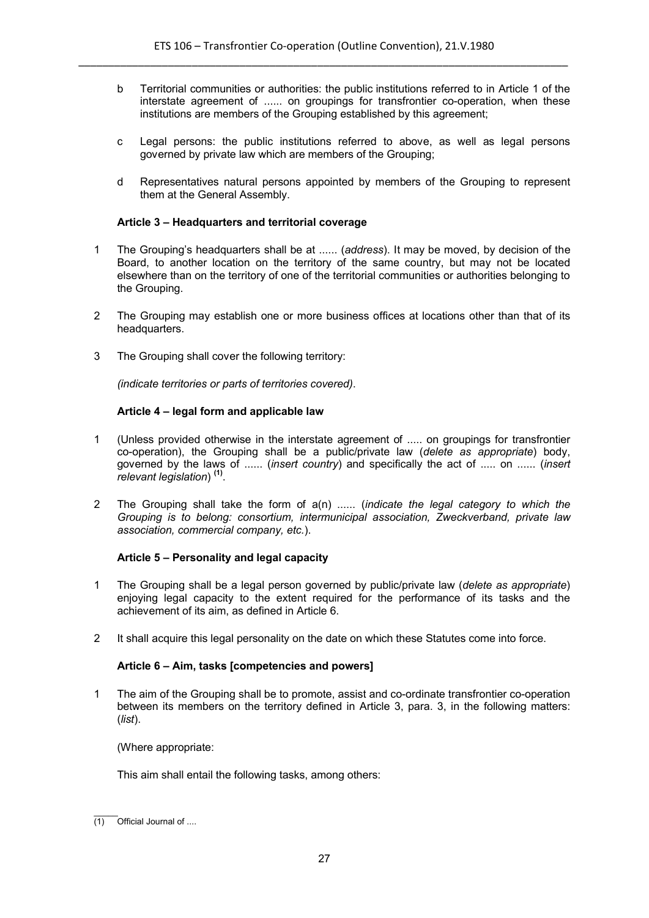b Territorial communities or authorities: the public institutions referred to in Article 1 of the interstate agreement of ...... on groupings for transfrontier co-operation, when these institutions are members of the Grouping established by this agreement;

c Legal persons: the public institutions referred to above, as well as legal persons governed by private law which are members of the Grouping;

d Representatives natural persons appointed by members of the Grouping to represent them at the General Assembly.

**Article 3 – Headquarters and territorial coverage**

1 The Grouping's headquarters shall be at ...... (*address*). It may be moved, by decision of the Board, to another location on the territory of the same country, but may not be located elsewhere than on the territory of one of the territorial communities or authorities belonging to the Grouping.

2 The Grouping may establish one or more business offices at locations other than that of its headquarters.

3 The Grouping shall cover the following territory:

*(indicate territories or parts of territories covered)*.

**Article 4 – legal form and applicable law**

1 (Unless provided otherwise in the interstate agreement of ..... on groupings for transfrontier co-operation), the Grouping shall be a public/private law (*delete as appropriate*) body, governed by the laws of ...... (*insert country*) and specifically the act of ..... on ...... (*insert relevant legislation*) [(1)].

2 The Grouping shall take the form of a(n) ...... (*indicate the legal category to which the Grouping is to belong: consortium, intermunicipal association, Zweckverband, private law association, commercial company, etc.*).

**Article 5 – Personality and legal capacity**

1 The Grouping shall be a legal person governed by public/private law (*delete as appropriate*) enjoying legal capacity to the extent required for the performance of its tasks and the achievement of its aim, as defined in Article 6.

2 It shall acquire this legal personality on the date on which these Statutes come into force.

**Article 6 – Aim, tasks [competencies and powers]**

1 The aim of the Grouping shall be to promote, assist and co-ordinate transfrontier co-operation between its members on the territory defined in Article 3, para. 3, in the following matters: (*list*).

(Where appropriate:

This aim shall entail the following tasks, among others:

---

(1) Official Journal of ....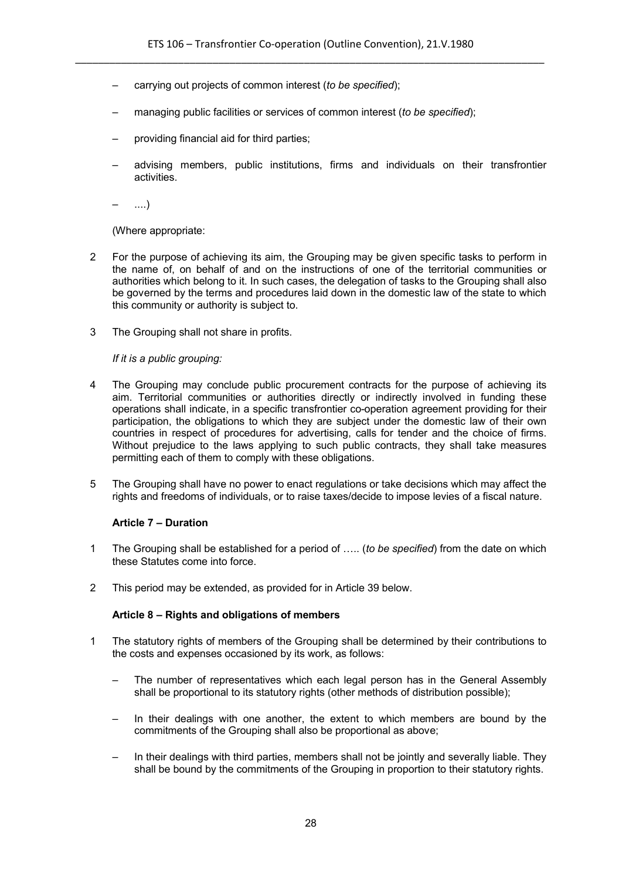– carrying out projects of common interest (*to be specified*);

– managing public facilities or services of common interest (*to be specified*);

– providing financial aid for third parties;

– advising members, public institutions, firms and individuals on their transfrontier activities.

– ....)

(Where appropriate:

2 For the purpose of achieving its aim, the Grouping may be given specific tasks to perform in the name of, on behalf of and on the instructions of one of the territorial communities or authorities which belong to it. In such cases, the delegation of tasks to the Grouping shall also be governed by the terms and procedures laid down in the domestic law of the state to which this community or authority is subject to.

3 The Grouping shall not share in profits.

*If it is a public grouping:*

4 The Grouping may conclude public procurement contracts for the purpose of achieving its aim. Territorial communities or authorities directly or indirectly involved in funding these operations shall indicate, in a specific transfrontier co-operation agreement providing for their participation, the obligations to which they are subject under the domestic law of their own countries in respect of procedures for advertising, calls for tender and the choice of firms. Without prejudice to the laws applying to such public contracts, they shall take measures permitting each of them to comply with these obligations.

5 The Grouping shall have no power to enact regulations or take decisions which may affect the rights and freedoms of individuals, or to raise taxes/decide to impose levies of a fiscal nature.

**Article 7 – Duration**

1 The Grouping shall be established for a period of ….. (*to be specified*) from the date on which these Statutes come into force.

2 This period may be extended, as provided for in Article 39 below.

**Article 8 – Rights and obligations of members**

1 The statutory rights of members of the Grouping shall be determined by their contributions to the costs and expenses occasioned by its work, as follows:

– The number of representatives which each legal person has in the General Assembly shall be proportional to its statutory rights (other methods of distribution possible);

– In their dealings with one another, the extent to which members are bound by the commitments of the Grouping shall also be proportional as above;

– In their dealings with third parties, members shall not be jointly and severally liable. They shall be bound by the commitments of the Grouping in proportion to their statutory rights.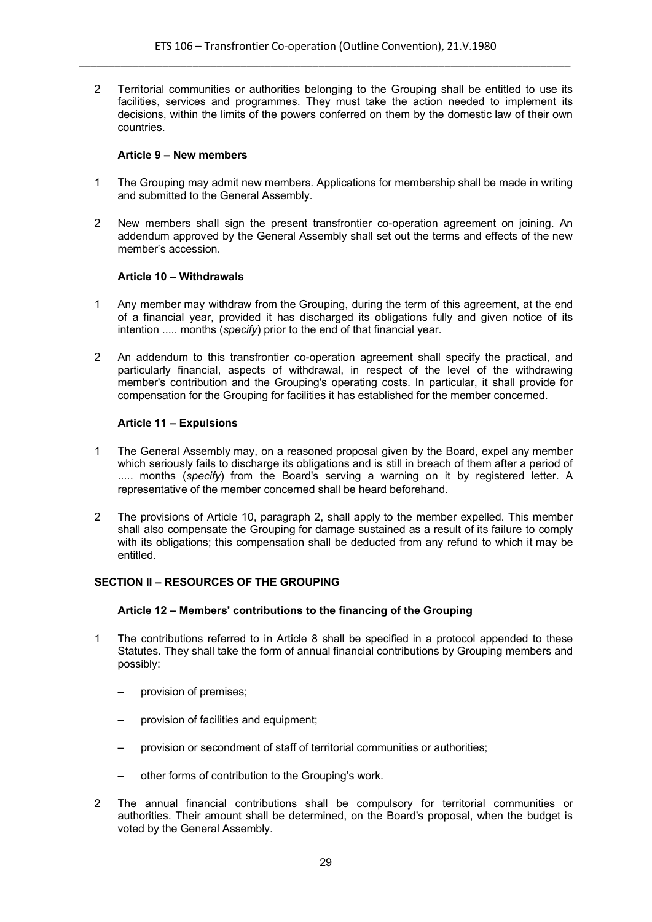2 Territorial communities or authorities belonging to the Grouping shall be entitled to use its facilities, services and programmes. They must take the action needed to implement its decisions, within the limits of the powers conferred on them by the domestic law of their own countries.

#### Article 9 – New members

1 The Grouping may admit new members. Applications for membership shall be made in writing and submitted to the General Assembly.

2 New members shall sign the present transfrontier co-operation agreement on joining. An addendum approved by the General Assembly shall set out the terms and effects of the new member's accession.

#### Article 10 – Withdrawals

1 Any member may withdraw from the Grouping, during the term of this agreement, at the end of a financial year, provided it has discharged its obligations fully and given notice of its intention ..... months (*specify*) prior to the end of that financial year.

2 An addendum to this transfrontier co-operation agreement shall specify the practical, and particularly financial, aspects of withdrawal, in respect of the level of the withdrawing member's contribution and the Grouping's operating costs. In particular, it shall provide for compensation for the Grouping for facilities it has established for the member concerned.

#### Article 11 – Expulsions

1 The General Assembly may, on a reasoned proposal given by the Board, expel any member which seriously fails to discharge its obligations and is still in breach of them after a period of ..... months (*specify*) from the Board's serving a warning on it by registered letter. A representative of the member concerned shall be heard beforehand.

2 The provisions of Article 10, paragraph 2, shall apply to the member expelled. This member shall also compensate the Grouping for damage sustained as a result of its failure to comply with its obligations; this compensation shall be deducted from any refund to which it may be entitled.

### SECTION II – RESOURCES OF THE GROUPING

#### Article 12 – Members' contributions to the financing of the Grouping

1 The contributions referred to in Article 8 shall be specified in a protocol appended to these Statutes. They shall take the form of annual financial contributions by Grouping members and possibly:

– provision of premises;

– provision of facilities and equipment;

– provision or secondment of staff of territorial communities or authorities;

– other forms of contribution to the Grouping's work.

2 The annual financial contributions shall be compulsory for territorial communities or authorities. Their amount shall be determined, on the Board's proposal, when the budget is voted by the General Assembly.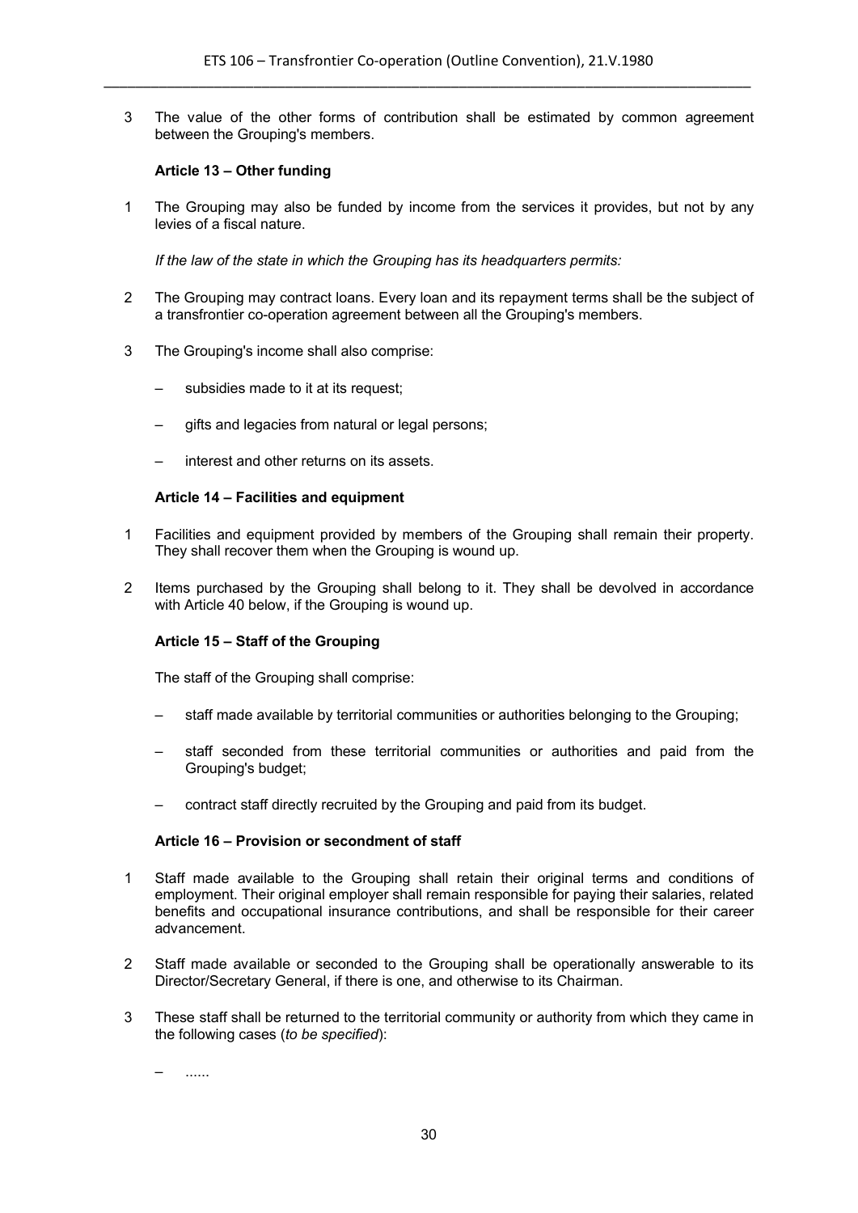3 The value of the other forms of contribution shall be estimated by common agreement between the Grouping's members.

**Article 13 – Other funding**

1 The Grouping may also be funded by income from the services it provides, but not by any levies of a fiscal nature.

*If the law of the state in which the Grouping has its headquarters permits:*

2 The Grouping may contract loans. Every loan and its repayment terms shall be the subject of a transfrontier co-operation agreement between all the Grouping's members.

3 The Grouping's income shall also comprise:

– subsidies made to it at its request;

– gifts and legacies from natural or legal persons;

– interest and other returns on its assets.

**Article 14 – Facilities and equipment**

1 Facilities and equipment provided by members of the Grouping shall remain their property. They shall recover them when the Grouping is wound up.

2 Items purchased by the Grouping shall belong to it. They shall be devolved in accordance with Article 40 below, if the Grouping is wound up.

**Article 15 – Staff of the Grouping**

The staff of the Grouping shall comprise:

– staff made available by territorial communities or authorities belonging to the Grouping;

– staff seconded from these territorial communities or authorities and paid from the Grouping's budget;

– contract staff directly recruited by the Grouping and paid from its budget.

**Article 16 – Provision or secondment of staff**

1 Staff made available to the Grouping shall retain their original terms and conditions of employment. Their original employer shall remain responsible for paying their salaries, related benefits and occupational insurance contributions, and shall be responsible for their career advancement.

2 Staff made available or seconded to the Grouping shall be operationally answerable to its Director/Secretary General, if there is one, and otherwise to its Chairman.

3 These staff shall be returned to the territorial community or authority from which they came in the following cases (*to be specified*):

– ......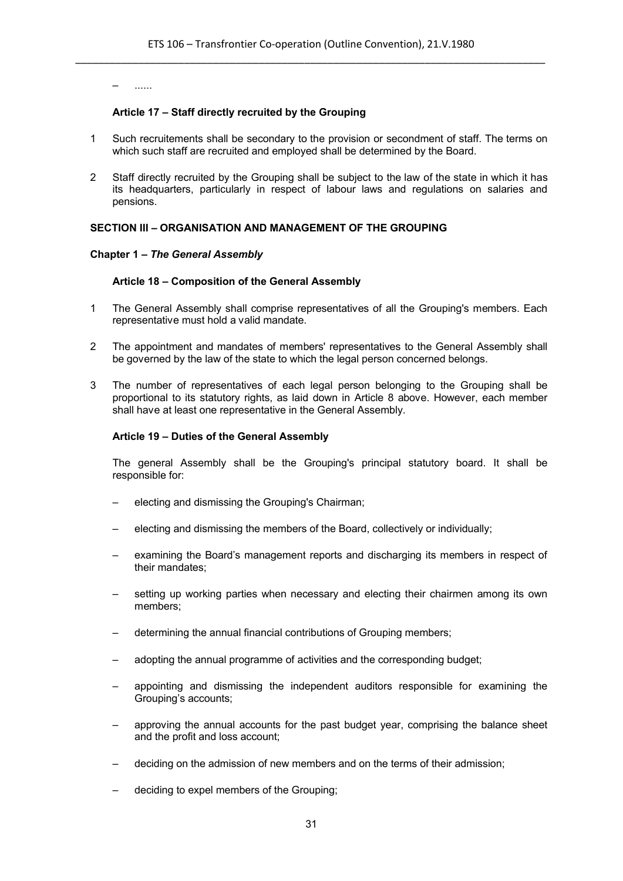– ......

### Article 17 – Staff directly recruited by the Grouping

1 Such recruitements shall be secondary to the provision or secondment of staff. The terms on which such staff are recruited and employed shall be determined by the Board.

2 Staff directly recruited by the Grouping shall be subject to the law of the state in which it has its headquarters, particularly in respect of labour laws and regulations on salaries and pensions.

## SECTION III – ORGANISATION AND MANAGEMENT OF THE GROUPING

### Chapter 1 – *The General Assembly*

### Article 18 – Composition of the General Assembly

1 The General Assembly shall comprise representatives of all the Grouping's members. Each representative must hold a valid mandate.

2 The appointment and mandates of members' representatives to the General Assembly shall be governed by the law of the state to which the legal person concerned belongs.

3 The number of representatives of each legal person belonging to the Grouping shall be proportional to its statutory rights, as laid down in Article 8 above. However, each member shall have at least one representative in the General Assembly.

### Article 19 – Duties of the General Assembly

The general Assembly shall be the Grouping's principal statutory board. It shall be responsible for:

– electing and dismissing the Grouping's Chairman;

– electing and dismissing the members of the Board, collectively or individually;

– examining the Board's management reports and discharging its members in respect of their mandates;

– setting up working parties when necessary and electing their chairmen among its own members;

– determining the annual financial contributions of Grouping members;

– adopting the annual programme of activities and the corresponding budget;

– appointing and dismissing the independent auditors responsible for examining the Grouping's accounts;

– approving the annual accounts for the past budget year, comprising the balance sheet and the profit and loss account;

– deciding on the admission of new members and on the terms of their admission;

– deciding to expel members of the Grouping;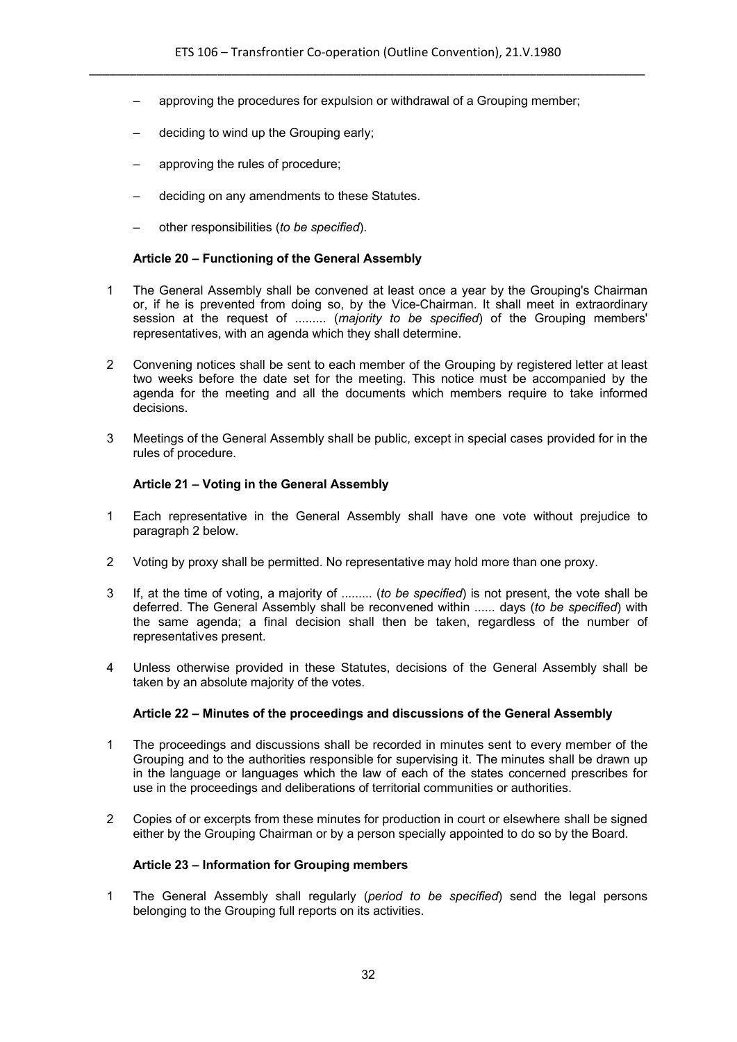– approving the procedures for expulsion or withdrawal of a Grouping member;

– deciding to wind up the Grouping early;

– approving the rules of procedure;

– deciding on any amendments to these Statutes.

– other responsibilities (*to be specified*).

**Article 20 – Functioning of the General Assembly**

1 The General Assembly shall be convened at least once a year by the Grouping's Chairman or, if he is prevented from doing so, by the Vice-Chairman. It shall meet in extraordinary session at the request of ......... (*majority to be specified*) of the Grouping members' representatives, with an agenda which they shall determine.

2 Convening notices shall be sent to each member of the Grouping by registered letter at least two weeks before the date set for the meeting. This notice must be accompanied by the agenda for the meeting and all the documents which members require to take informed decisions.

3 Meetings of the General Assembly shall be public, except in special cases provided for in the rules of procedure.

**Article 21 – Voting in the General Assembly**

1 Each representative in the General Assembly shall have one vote without prejudice to paragraph 2 below.

2 Voting by proxy shall be permitted. No representative may hold more than one proxy.

3 If, at the time of voting, a majority of ......... (*to be specified*) is not present, the vote shall be deferred. The General Assembly shall be reconvened within ...... days (*to be specified*) with the same agenda; a final decision shall then be taken, regardless of the number of representatives present.

4 Unless otherwise provided in these Statutes, decisions of the General Assembly shall be taken by an absolute majority of the votes.

**Article 22 – Minutes of the proceedings and discussions of the General Assembly**

1 The proceedings and discussions shall be recorded in minutes sent to every member of the Grouping and to the authorities responsible for supervising it. The minutes shall be drawn up in the language or languages which the law of each of the states concerned prescribes for use in the proceedings and deliberations of territorial communities or authorities.

2 Copies of or excerpts from these minutes for production in court or elsewhere shall be signed either by the Grouping Chairman or by a person specially appointed to do so by the Board.

**Article 23 – Information for Grouping members**

1 The General Assembly shall regularly (*period to be specified*) send the legal persons belonging to the Grouping full reports on its activities.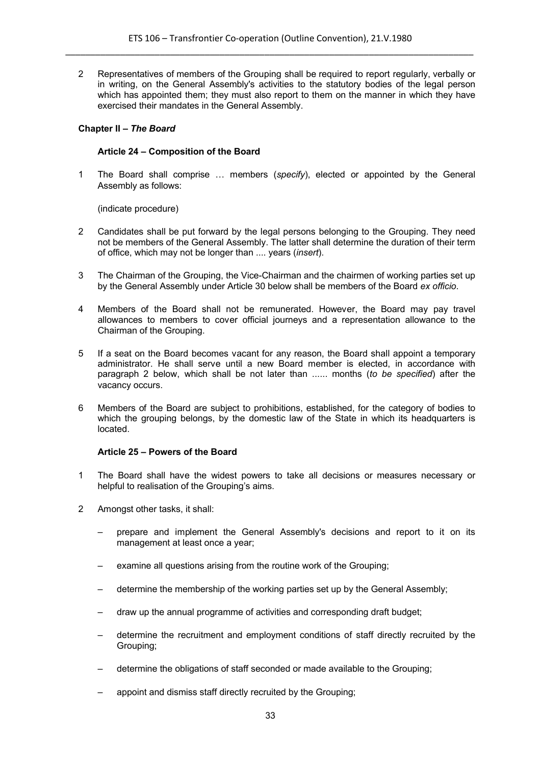2 Representatives of members of the Grouping shall be required to report regularly, verbally or in writing, on the General Assembly's activities to the statutory bodies of the legal person which has appointed them; they must also report to them on the manner in which they have exercised their mandates in the General Assembly.

### Chapter II – *The Board*

#### Article 24 – Composition of the Board

1 The Board shall comprise … members (*specify*), elected or appointed by the General Assembly as follows:

(indicate procedure)

2 Candidates shall be put forward by the legal persons belonging to the Grouping. They need not be members of the General Assembly. The latter shall determine the duration of their term of office, which may not be longer than .... years (*insert*).

3 The Chairman of the Grouping, the Vice-Chairman and the chairmen of working parties set up by the General Assembly under Article 30 below shall be members of the Board *ex officio*.

4 Members of the Board shall not be remunerated. However, the Board may pay travel allowances to members to cover official journeys and a representation allowance to the Chairman of the Grouping.

5 If a seat on the Board becomes vacant for any reason, the Board shall appoint a temporary administrator. He shall serve until a new Board member is elected, in accordance with paragraph 2 below, which shall be not later than ...... months (*to be specified*) after the vacancy occurs.

6 Members of the Board are subject to prohibitions, established, for the category of bodies to which the grouping belongs, by the domestic law of the State in which its headquarters is located.

#### Article 25 – Powers of the Board

1 The Board shall have the widest powers to take all decisions or measures necessary or helpful to realisation of the Grouping's aims.

2 Amongst other tasks, it shall:

– prepare and implement the General Assembly's decisions and report to it on its management at least once a year;

– examine all questions arising from the routine work of the Grouping;

– determine the membership of the working parties set up by the General Assembly;

– draw up the annual programme of activities and corresponding draft budget;

– determine the recruitment and employment conditions of staff directly recruited by the Grouping;

– determine the obligations of staff seconded or made available to the Grouping;

– appoint and dismiss staff directly recruited by the Grouping;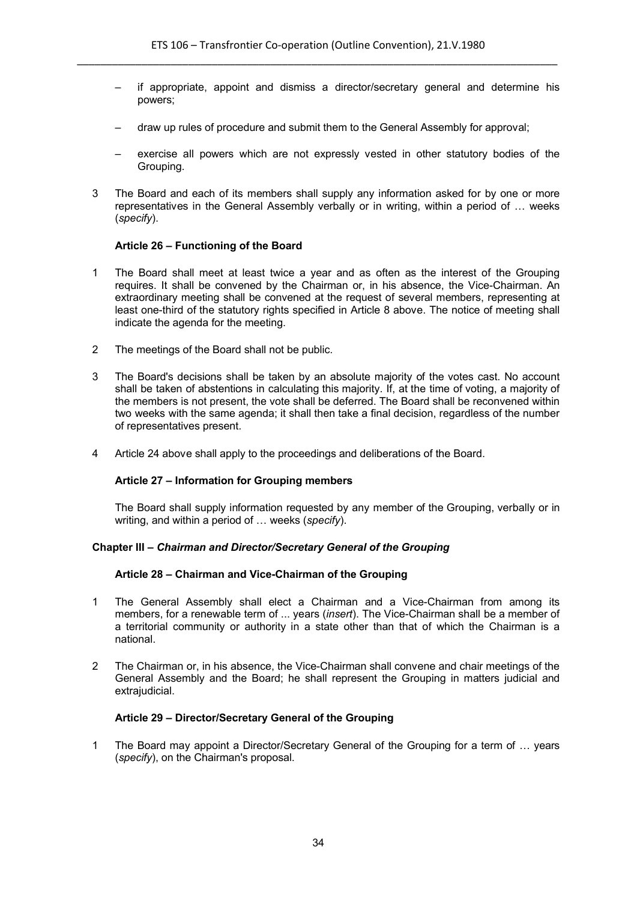– if appropriate, appoint and dismiss a director/secretary general and determine his powers;

– draw up rules of procedure and submit them to the General Assembly for approval;

– exercise all powers which are not expressly vested in other statutory bodies of the Grouping.

3 The Board and each of its members shall supply any information asked for by one or more representatives in the General Assembly verbally or in writing, within a period of … weeks (*specify*).

**Article 26 – Functioning of the Board**

1 The Board shall meet at least twice a year and as often as the interest of the Grouping requires. It shall be convened by the Chairman or, in his absence, the Vice-Chairman. An extraordinary meeting shall be convened at the request of several members, representing at least one-third of the statutory rights specified in Article 8 above. The notice of meeting shall indicate the agenda for the meeting.

2 The meetings of the Board shall not be public.

3 The Board's decisions shall be taken by an absolute majority of the votes cast. No account shall be taken of abstentions in calculating this majority. If, at the time of voting, a majority of the members is not present, the vote shall be deferred. The Board shall be reconvened within two weeks with the same agenda; it shall then take a final decision, regardless of the number of representatives present.

4 Article 24 above shall apply to the proceedings and deliberations of the Board.

**Article 27 – Information for Grouping members**

The Board shall supply information requested by any member of the Grouping, verbally or in writing, and within a period of … weeks (*specify*).

**Chapter III – *Chairman and Director/Secretary General of the Grouping***

**Article 28 – Chairman and Vice-Chairman of the Grouping**

1 The General Assembly shall elect a Chairman and a Vice-Chairman from among its members, for a renewable term of ... years (*insert*). The Vice-Chairman shall be a member of a territorial community or authority in a state other than that of which the Chairman is a national.

2 The Chairman or, in his absence, the Vice-Chairman shall convene and chair meetings of the General Assembly and the Board; he shall represent the Grouping in matters judicial and extrajudicial.

**Article 29 – Director/Secretary General of the Grouping**

1 The Board may appoint a Director/Secretary General of the Grouping for a term of … years (*specify*), on the Chairman's proposal.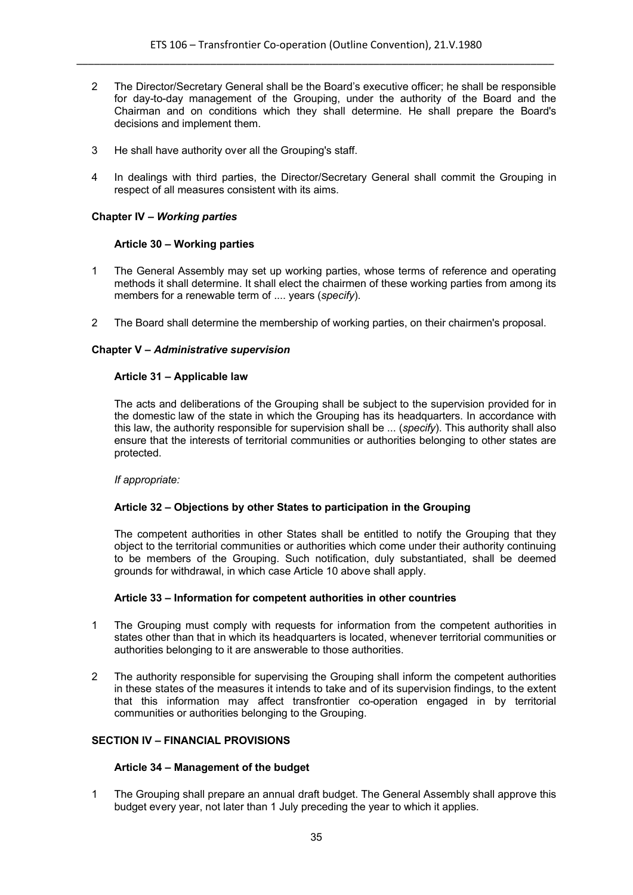2 The Director/Secretary General shall be the Board's executive officer; he shall be responsible for day-to-day management of the Grouping, under the authority of the Board and the Chairman and on conditions which they shall determine. He shall prepare the Board's decisions and implement them.

3 He shall have authority over all the Grouping's staff.

4 In dealings with third parties, the Director/Secretary General shall commit the Grouping in respect of all measures consistent with its aims.

**Chapter IV –** ***Working parties***

**Article 30 – Working parties**

1 The General Assembly may set up working parties, whose terms of reference and operating methods it shall determine. It shall elect the chairmen of these working parties from among its members for a renewable term of .... years (*specify*).

2 The Board shall determine the membership of working parties, on their chairmen's proposal.

**Chapter V –** ***Administrative supervision***

**Article 31 – Applicable law**

The acts and deliberations of the Grouping shall be subject to the supervision provided for in the domestic law of the state in which the Grouping has its headquarters. In accordance with this law, the authority responsible for supervision shall be ... (*specify*). This authority shall also ensure that the interests of territorial communities or authorities belonging to other states are protected.

*If appropriate:*

**Article 32 – Objections by other States to participation in the Grouping**

The competent authorities in other States shall be entitled to notify the Grouping that they object to the territorial communities or authorities which come under their authority continuing to be members of the Grouping. Such notification, duly substantiated, shall be deemed grounds for withdrawal, in which case Article 10 above shall apply.

**Article 33 – Information for competent authorities in other countries**

1 The Grouping must comply with requests for information from the competent authorities in states other than that in which its headquarters is located, whenever territorial communities or authorities belonging to it are answerable to those authorities.

2 The authority responsible for supervising the Grouping shall inform the competent authorities in these states of the measures it intends to take and of its supervision findings, to the extent that this information may affect transfrontier co-operation engaged in by territorial communities or authorities belonging to the Grouping.

**SECTION IV – FINANCIAL PROVISIONS**

**Article 34 – Management of the budget**

1 The Grouping shall prepare an annual draft budget. The General Assembly shall approve this budget every year, not later than 1 July preceding the year to which it applies.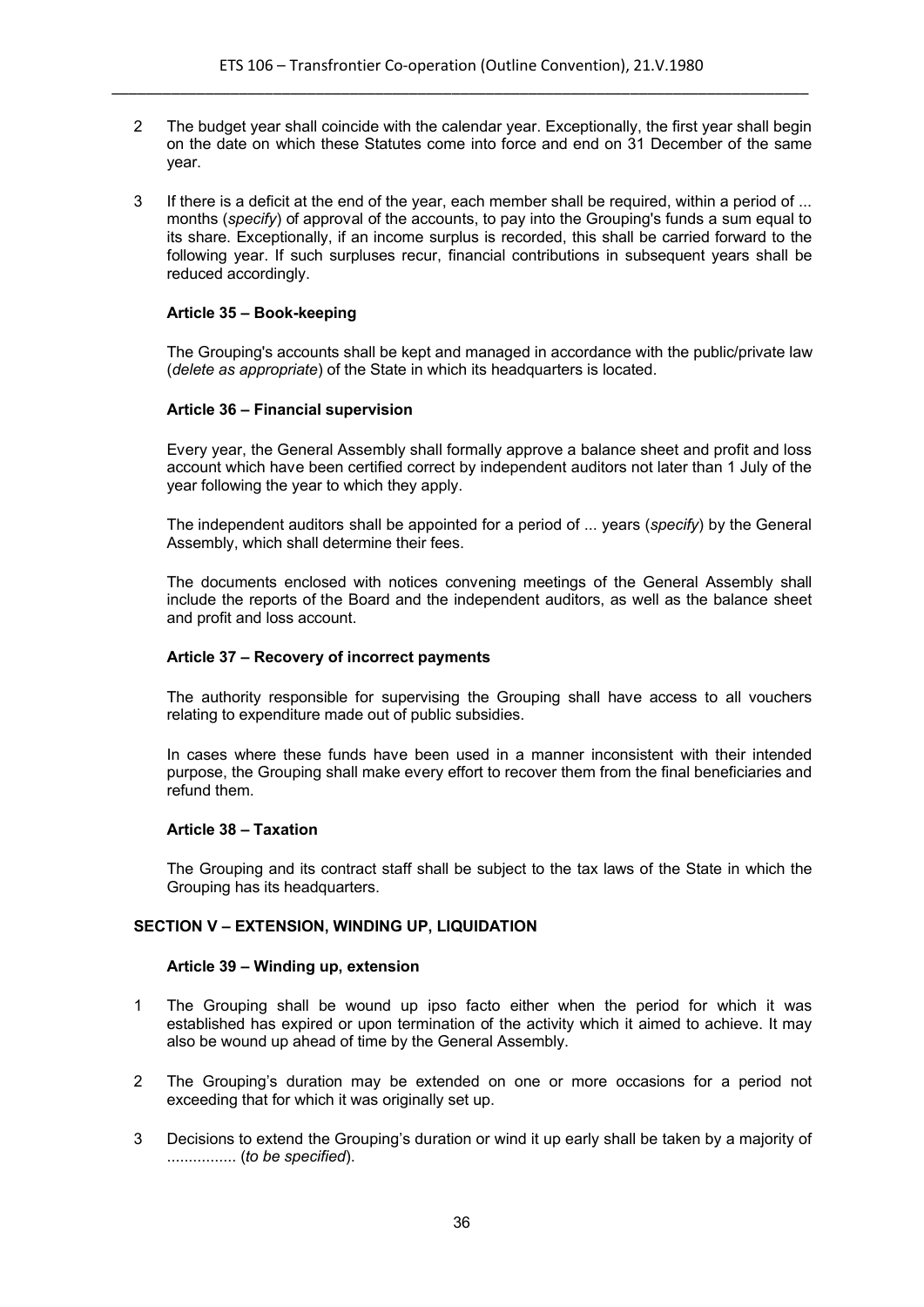2 The budget year shall coincide with the calendar year. Exceptionally, the first year shall begin on the date on which these Statutes come into force and end on 31 December of the same year.

3 If there is a deficit at the end of the year, each member shall be required, within a period of ... months (*specify*) of approval of the accounts, to pay into the Grouping's funds a sum equal to its share. Exceptionally, if an income surplus is recorded, this shall be carried forward to the following year. If such surpluses recur, financial contributions in subsequent years shall be reduced accordingly.

#### Article 35 – Book-keeping

The Grouping's accounts shall be kept and managed in accordance with the public/private law (*delete as appropriate*) of the State in which its headquarters is located.

#### Article 36 – Financial supervision

Every year, the General Assembly shall formally approve a balance sheet and profit and loss account which have been certified correct by independent auditors not later than 1 July of the year following the year to which they apply.

The independent auditors shall be appointed for a period of ... years (*specify*) by the General Assembly, which shall determine their fees.

The documents enclosed with notices convening meetings of the General Assembly shall include the reports of the Board and the independent auditors, as well as the balance sheet and profit and loss account.

#### Article 37 – Recovery of incorrect payments

The authority responsible for supervising the Grouping shall have access to all vouchers relating to expenditure made out of public subsidies.

In cases where these funds have been used in a manner inconsistent with their intended purpose, the Grouping shall make every effort to recover them from the final beneficiaries and refund them.

#### Article 38 – Taxation

The Grouping and its contract staff shall be subject to the tax laws of the State in which the Grouping has its headquarters.

### SECTION V – EXTENSION, WINDING UP, LIQUIDATION

#### Article 39 – Winding up, extension

1 The Grouping shall be wound up ipso facto either when the period for which it was established has expired or upon termination of the activity which it aimed to achieve. It may also be wound up ahead of time by the General Assembly.

2 The Grouping's duration may be extended on one or more occasions for a period not exceeding that for which it was originally set up.

3 Decisions to extend the Grouping's duration or wind it up early shall be taken by a majority of ................ (*to be specified*).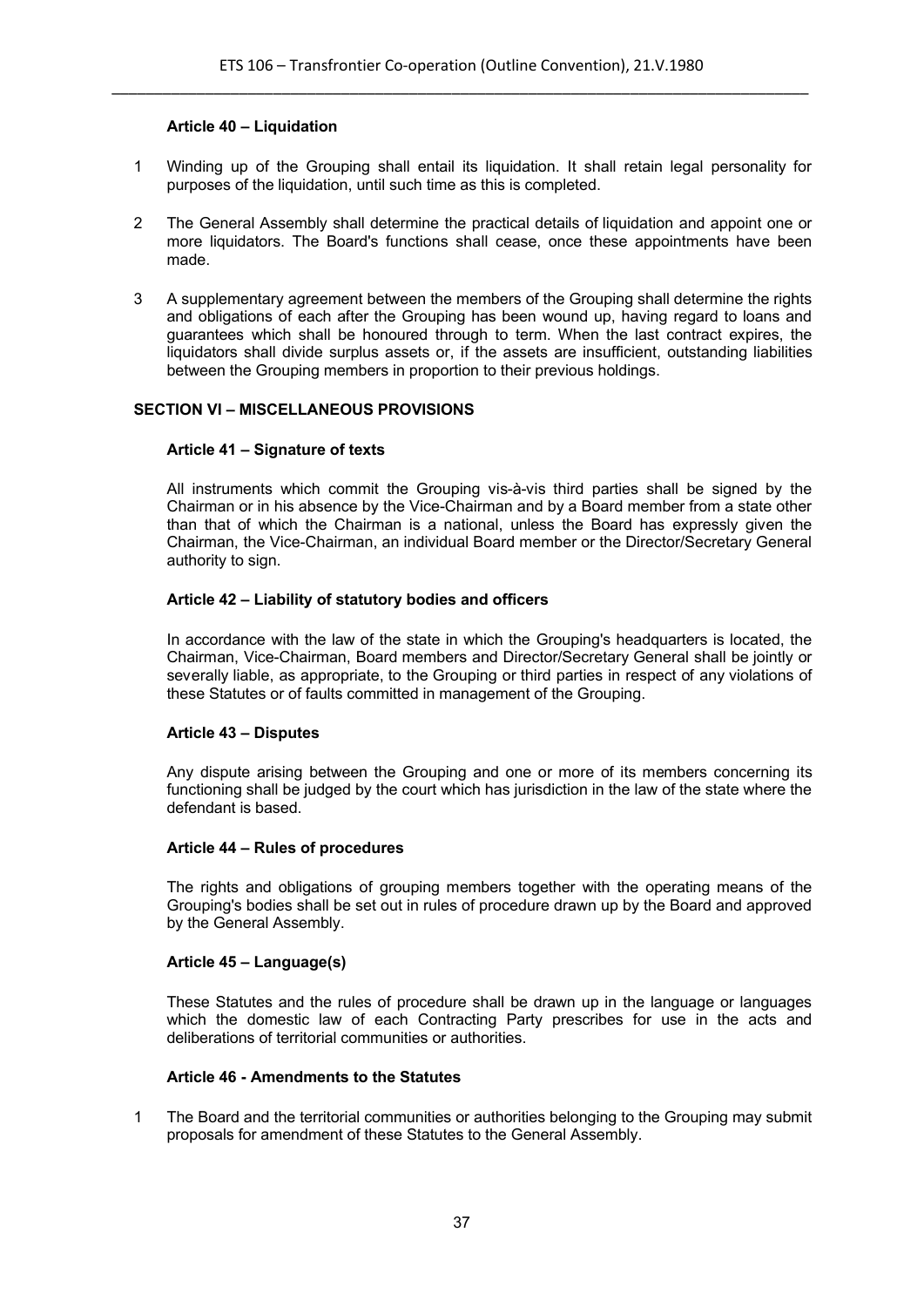#### Article 40 – Liquidation

1 Winding up of the Grouping shall entail its liquidation. It shall retain legal personality for purposes of the liquidation, until such time as this is completed.

2 The General Assembly shall determine the practical details of liquidation and appoint one or more liquidators. The Board's functions shall cease, once these appointments have been made.

3 A supplementary agreement between the members of the Grouping shall determine the rights and obligations of each after the Grouping has been wound up, having regard to loans and guarantees which shall be honoured through to term. When the last contract expires, the liquidators shall divide surplus assets or, if the assets are insufficient, outstanding liabilities between the Grouping members in proportion to their previous holdings.

### SECTION VI – MISCELLANEOUS PROVISIONS

#### Article 41 – Signature of texts

All instruments which commit the Grouping vis-à-vis third parties shall be signed by the Chairman or in his absence by the Vice-Chairman and by a Board member from a state other than that of which the Chairman is a national, unless the Board has expressly given the Chairman, the Vice-Chairman, an individual Board member or the Director/Secretary General authority to sign.

#### Article 42 – Liability of statutory bodies and officers

In accordance with the law of the state in which the Grouping's headquarters is located, the Chairman, Vice-Chairman, Board members and Director/Secretary General shall be jointly or severally liable, as appropriate, to the Grouping or third parties in respect of any violations of these Statutes or of faults committed in management of the Grouping.

#### Article 43 – Disputes

Any dispute arising between the Grouping and one or more of its members concerning its functioning shall be judged by the court which has jurisdiction in the law of the state where the defendant is based.

#### Article 44 – Rules of procedures

The rights and obligations of grouping members together with the operating means of the Grouping's bodies shall be set out in rules of procedure drawn up by the Board and approved by the General Assembly.

#### Article 45 – Language(s)

These Statutes and the rules of procedure shall be drawn up in the language or languages which the domestic law of each Contracting Party prescribes for use in the acts and deliberations of territorial communities or authorities.

#### Article 46 - Amendments to the Statutes

1 The Board and the territorial communities or authorities belonging to the Grouping may submit proposals for amendment of these Statutes to the General Assembly.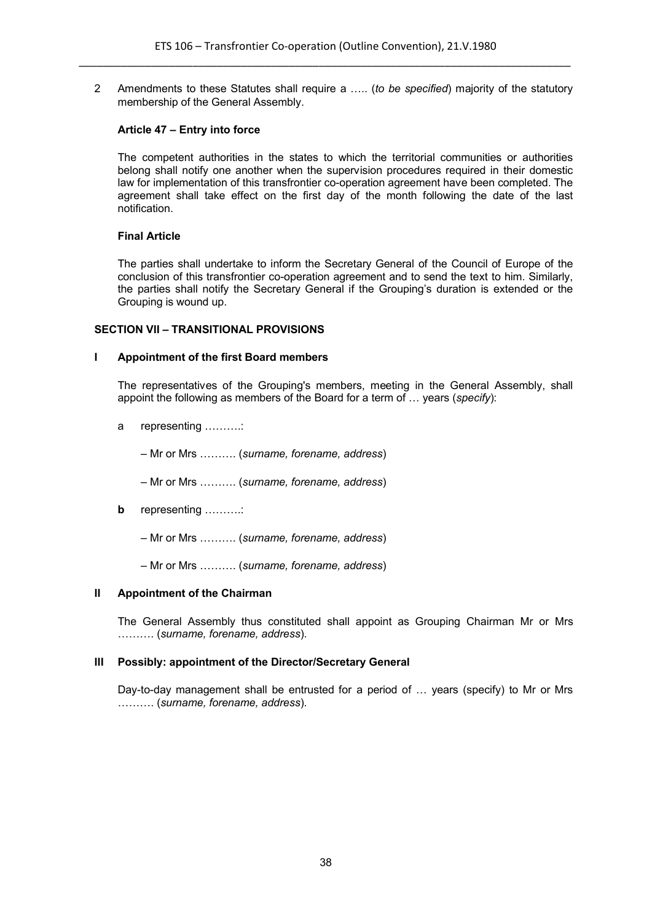2 Amendments to these Statutes shall require a ….. (*to be specified*) majority of the statutory membership of the General Assembly.

**Article 47 – Entry into force**

The competent authorities in the states to which the territorial communities or authorities belong shall notify one another when the supervision procedures required in their domestic law for implementation of this transfrontier co-operation agreement have been completed. The agreement shall take effect on the first day of the month following the date of the last notification.

**Final Article**

The parties shall undertake to inform the Secretary General of the Council of Europe of the conclusion of this transfrontier co-operation agreement and to send the text to him. Similarly, the parties shall notify the Secretary General if the Grouping's duration is extended or the Grouping is wound up.

**SECTION VII – TRANSITIONAL PROVISIONS**

**I Appointment of the first Board members**

The representatives of the Grouping's members, meeting in the General Assembly, shall appoint the following as members of the Board for a term of … years (*specify*):

a representing ……….:

– Mr or Mrs ………. (*surname, forename, address*)

– Mr or Mrs ………. (*surname, forename, address*)

**b** representing ……….:

– Mr or Mrs ………. (*surname, forename, address*)

– Mr or Mrs ………. (*surname, forename, address*)

**II Appointment of the Chairman**

The General Assembly thus constituted shall appoint as Grouping Chairman Mr or Mrs ………. (*surname, forename, address*).

**III Possibly: appointment of the Director/Secretary General**

Day-to-day management shall be entrusted for a period of … years (specify) to Mr or Mrs ………. (*surname, forename, address*).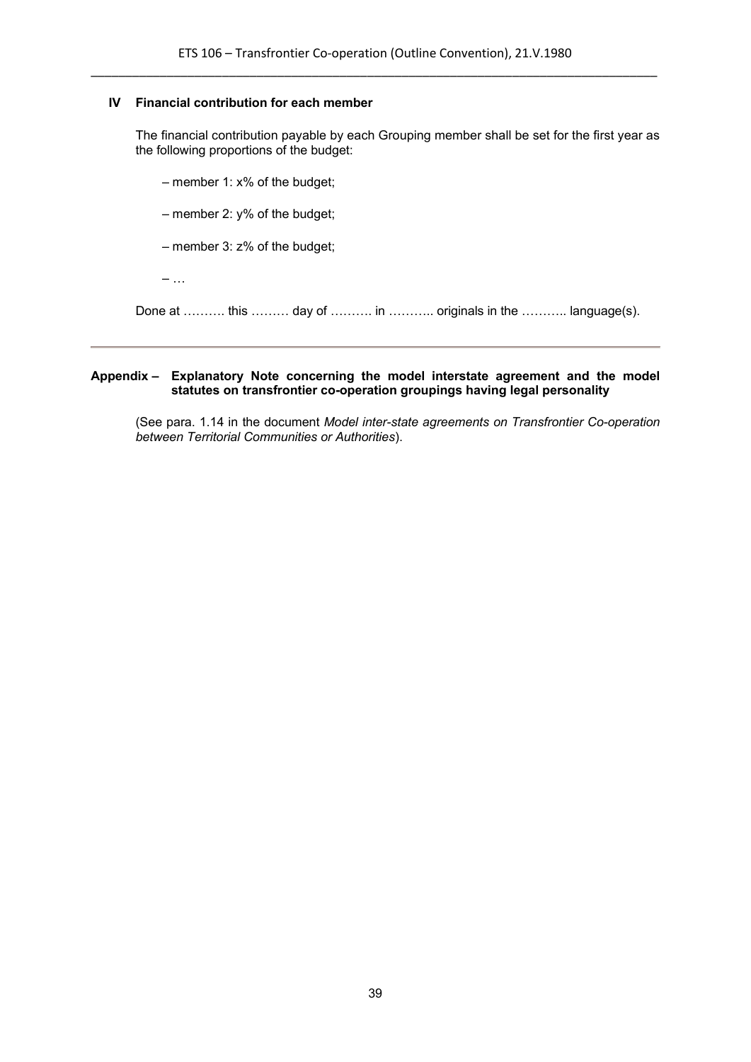### IV Financial contribution for each member

The financial contribution payable by each Grouping member shall be set for the first year as the following proportions of the budget:

– member 1: x% of the budget;

– member 2: y% of the budget;

– member 3: z% of the budget;

– …

Done at ………. this ……… day of ………. in ……….. originals in the ……….. language(s).

---

### Appendix – Explanatory Note concerning the model interstate agreement and the model statutes on transfrontier co-operation groupings having legal personality

(See para. 1.14 in the document *Model inter-state agreements on Transfrontier Co-operation between Territorial Communities or Authorities*).